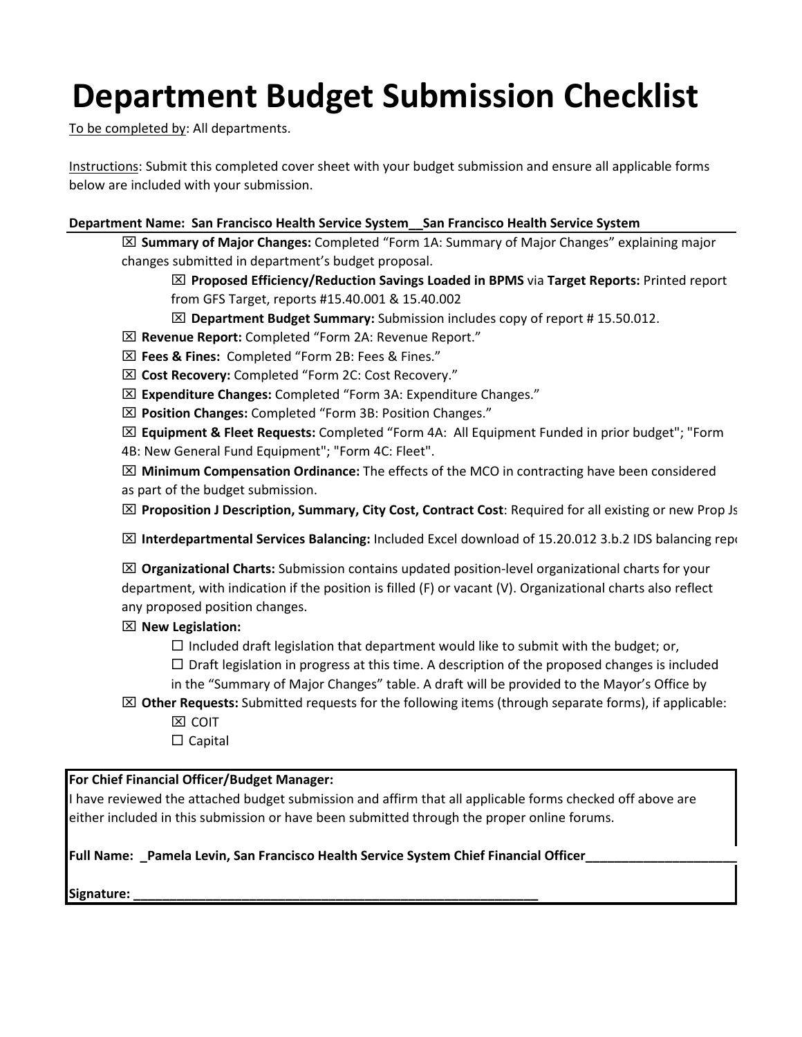# Department Budget Submission Checklist

To be completed by: All departments.

Instructions: Submit this completed cover sheet with your budget submission and ensure all applicable forms below are included with your submission.

**Department Name: San Francisco Health Service System__San Francisco Health Service System**

- ☒ **Summary of Major Changes:** Completed "Form 1A: Summary of Major Changes" explaining major changes submitted in department's budget proposal.
  - ☒ **Proposed Efficiency/Reduction Savings Loaded in BPMS** via **Target Reports:** Printed report from GFS Target, reports #15.40.001 & 15.40.002
  - ☒ **Department Budget Summary:** Submission includes copy of report # 15.50.012.
- ☒ **Revenue Report:** Completed "Form 2A: Revenue Report."
- ☒ **Fees & Fines:** Completed "Form 2B: Fees & Fines."
- ☒ **Cost Recovery:** Completed "Form 2C: Cost Recovery."
- ☒ **Expenditure Changes:** Completed "Form 3A: Expenditure Changes."
- ☒ **Position Changes:** Completed "Form 3B: Position Changes."
- ☒ **Equipment & Fleet Requests:** Completed "Form 4A: All Equipment Funded in prior budget"; "Form 4B: New General Fund Equipment"; "Form 4C: Fleet".
- ☒ **Minimum Compensation Ordinance:** The effects of the MCO in contracting have been considered as part of the budget submission.
- ☒ **Proposition J Description, Summary, City Cost, Contract Cost**: Required for all existing or new Prop Js
- ☒ **Interdepartmental Services Balancing:** Included Excel download of 15.20.012 3.b.2 IDS balancing repo
- ☒ **Organizational Charts:** Submission contains updated position-level organizational charts for your department, with indication if the position is filled (F) or vacant (V). Organizational charts also reflect any proposed position changes.
- ☒ **New Legislation:**
  - ☐ Included draft legislation that department would like to submit with the budget; or,
  - ☐ Draft legislation in progress at this time. A description of the proposed changes is included in the "Summary of Major Changes" table. A draft will be provided to the Mayor's Office by
- ☒ **Other Requests:** Submitted requests for the following items (through separate forms), if applicable:
  - ☒ COIT
  - ☐ Capital

**For Chief Financial Officer/Budget Manager:**

I have reviewed the attached budget submission and affirm that all applicable forms checked off above are either included in this submission or have been submitted through the proper online forums.

**Full Name: _Pamela Levin, San Francisco Health Service System Chief Financial Officer_____________________**

**Signature: ___________________________________________________________**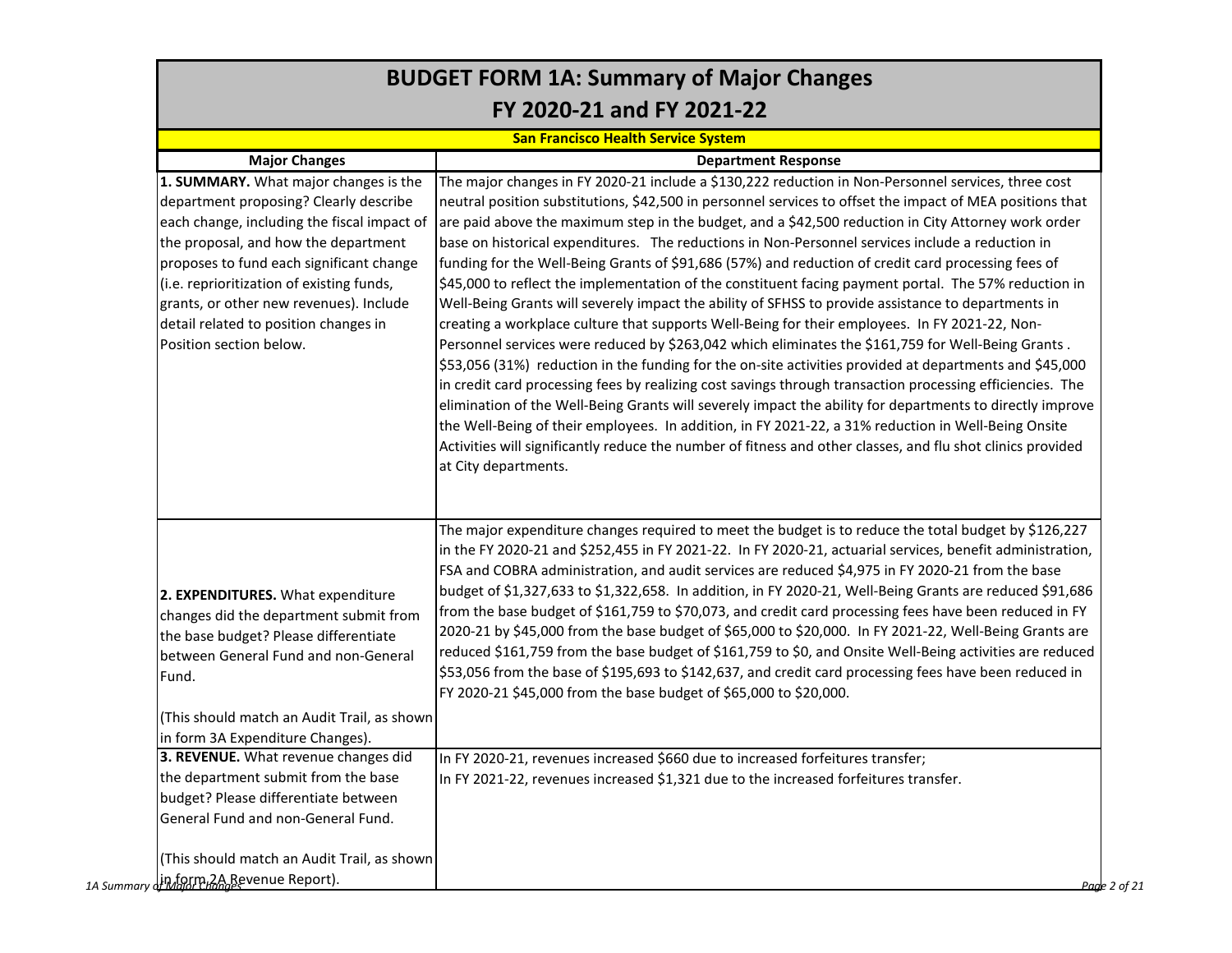# BUDGET FORM 1A: Summary of Major Changes

## FY 2020-21 and FY 2021-22

**San Francisco Health Service System**

| Major Changes | Department Response |
|---|---|
| **1. SUMMARY.** What major changes is the department proposing? Clearly describe each change, including the fiscal impact of the proposal, and how the department proposes to fund each significant change (i.e. reprioritization of existing funds, grants, or other new revenues). Include detail related to position changes in Position section below. | The major changes in FY 2020-21 include a $130,222 reduction in Non-Personnel services, three cost neutral position substitutions, $42,500 in personnel services to offset the impact of MEA positions that are paid above the maximum step in the budget, and a $42,500 reduction in City Attorney work order base on historical expenditures. The reductions in Non-Personnel services include a reduction in funding for the Well-Being Grants of $91,686 (57%) and reduction of credit card processing fees of $45,000 to reflect the implementation of the constituent facing payment portal. The 57% reduction in Well-Being Grants will severely impact the ability of SFHSS to provide assistance to departments in creating a workplace culture that supports Well-Being for their employees. In FY 2021-22, Non-Personnel services were reduced by $263,042 which eliminates the $161,759 for Well-Being Grants. $53,056 (31%) reduction in the funding for the on-site activities provided at departments and $45,000 in credit card processing fees by realizing cost savings through transaction processing efficiencies. The elimination of the Well-Being Grants will severely impact the ability for departments to directly improve the Well-Being of their employees. In addition, in FY 2021-22, a 31% reduction in Well-Being Onsite Activities will significantly reduce the number of fitness and other classes, and flu shot clinics provided at City departments. |
| **2. EXPENDITURES.** What expenditure changes did the department submit from the base budget? Please differentiate between General Fund and non-General Fund.<br><br>(This should match an Audit Trail, as shown in form 3A Expenditure Changes). | The major expenditure changes required to meet the budget is to reduce the total budget by $126,227 in the FY 2020-21 and $252,455 in FY 2021-22. In FY 2020-21, actuarial services, benefit administration, FSA and COBRA administration, and audit services are reduced $4,975 in FY 2020-21 from the base budget of $1,327,633 to $1,322,658. In addition, in FY 2020-21, Well-Being Grants are reduced $91,686 from the base budget of $161,759 to $70,073, and credit card processing fees have been reduced in FY 2020-21 by $45,000 from the base budget of $65,000 to $20,000. In FY 2021-22, Well-Being Grants are reduced $161,759 from the base budget of $161,759 to $0, and Onsite Well-Being activities are reduced $53,056 from the base of $195,693 to $142,637, and credit card processing fees have been reduced in FY 2020-21 $45,000 from the base budget of $65,000 to $20,000. |
| **3. REVENUE.** What revenue changes did the department submit from the base budget? Please differentiate between General Fund and non-General Fund.<br><br>(This should match an Audit Trail, as shown in form 2A Revenue Report). | In FY 2020-21, revenues increased $660 due to increased forfeitures transfer;<br>In FY 2021-22, revenues increased $1,321 due to the increased forfeitures transfer. |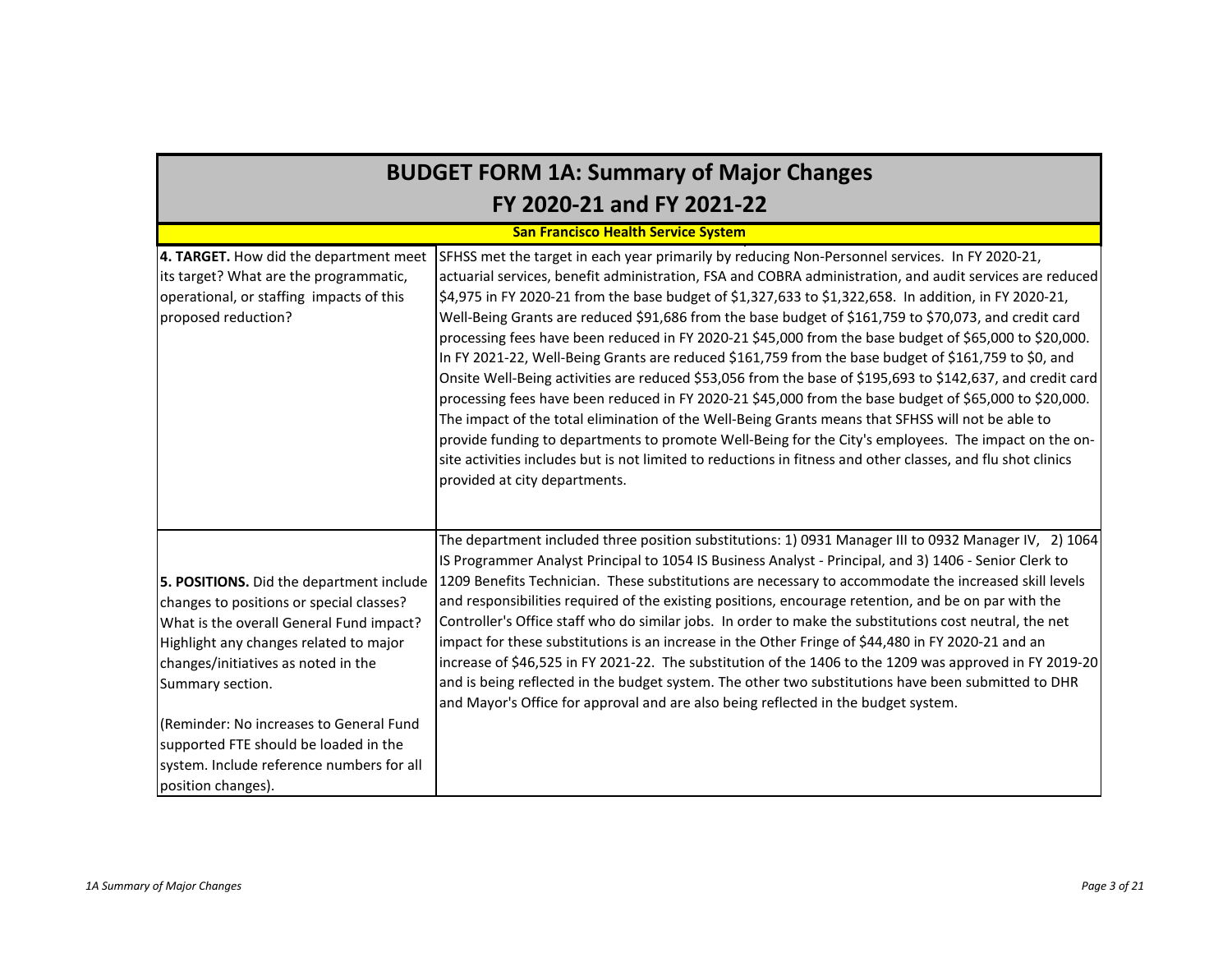# BUDGET FORM 1A: Summary of Major Changes
## FY 2020-21 and FY 2021-22

**San Francisco Health Service System**

| | |
|---|---|
| **4. TARGET.** How did the department meet its target? What are the programmatic, operational, or staffing impacts of this proposed reduction? | SFHSS met the target in each year primarily by reducing Non-Personnel services. In FY 2020-21, actuarial services, benefit administration, FSA and COBRA administration, and audit services are reduced $4,975 in FY 2020-21 from the base budget of $1,327,633 to $1,322,658. In addition, in FY 2020-21, Well-Being Grants are reduced $91,686 from the base budget of $161,759 to $70,073, and credit card processing fees have been reduced in FY 2020-21 $45,000 from the base budget of $65,000 to $20,000. In FY 2021-22, Well-Being Grants are reduced $161,759 from the base budget of $161,759 to $0, and Onsite Well-Being activities are reduced $53,056 from the base of $195,693 to $142,637, and credit card processing fees have been reduced in FY 2020-21 $45,000 from the base budget of $65,000 to $20,000. The impact of the total elimination of the Well-Being Grants means that SFHSS will not be able to provide funding to departments to promote Well-Being for the City's employees. The impact on the on-site activities includes but is not limited to reductions in fitness and other classes, and flu shot clinics provided at city departments. |
| **5. POSITIONS.** Did the department include changes to positions or special classes? What is the overall General Fund impact? Highlight any changes related to major changes/initiatives as noted in the Summary section.<br><br>(Reminder: No increases to General Fund supported FTE should be loaded in the system. Include reference numbers for all position changes). | The department included three position substitutions: 1) 0931 Manager III to 0932 Manager IV, 2) 1064 IS Programmer Analyst Principal to 1054 IS Business Analyst - Principal, and 3) 1406 - Senior Clerk to 1209 Benefits Technician. These substitutions are necessary to accommodate the increased skill levels and responsibilities required of the existing positions, encourage retention, and be on par with the Controller's Office staff who do similar jobs. In order to make the substitutions cost neutral, the net impact for these substitutions is an increase in the Other Fringe of $44,480 in FY 2020-21 and an increase of $46,525 in FY 2021-22. The substitution of the 1406 to the 1209 was approved in FY 2019-20 and is being reflected in the budget system. The other two substitutions have been submitted to DHR and Mayor's Office for approval and are also being reflected in the budget system. |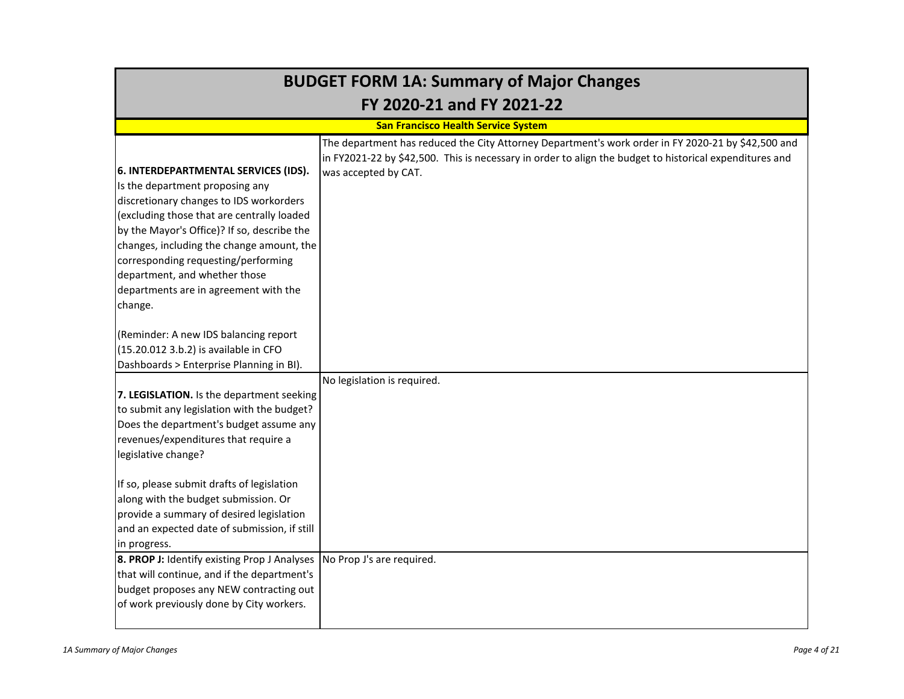# BUDGET FORM 1A: Summary of Major Changes
# FY 2020-21 and FY 2021-22

## San Francisco Health Service System

| Question | Response |
|---|---|
| **6. INTERDEPARTMENTAL SERVICES (IDS).** Is the department proposing any discretionary changes to IDS workorders (excluding those that are centrally loaded by the Mayor's Office)? If so, describe the changes, including the change amount, the corresponding requesting/performing department, and whether those departments are in agreement with the change.<br><br>(Reminder: A new IDS balancing report (15.20.012 3.b.2) is available in CFO Dashboards > Enterprise Planning in BI). | The department has reduced the City Attorney Department's work order in FY 2020-21 by $42,500 and in FY2021-22 by $42,500. This is necessary in order to align the budget to historical expenditures and was accepted by CAT. |
| **7. LEGISLATION.** Is the department seeking to submit any legislation with the budget? Does the department's budget assume any revenues/expenditures that require a legislative change?<br><br>If so, please submit drafts of legislation along with the budget submission. Or provide a summary of desired legislation and an expected date of submission, if still in progress. | No legislation is required. |
| **8. PROP J:** Identify existing Prop J Analyses that will continue, and if the department's budget proposes any NEW contracting out of work previously done by City workers. | No Prop J's are required. |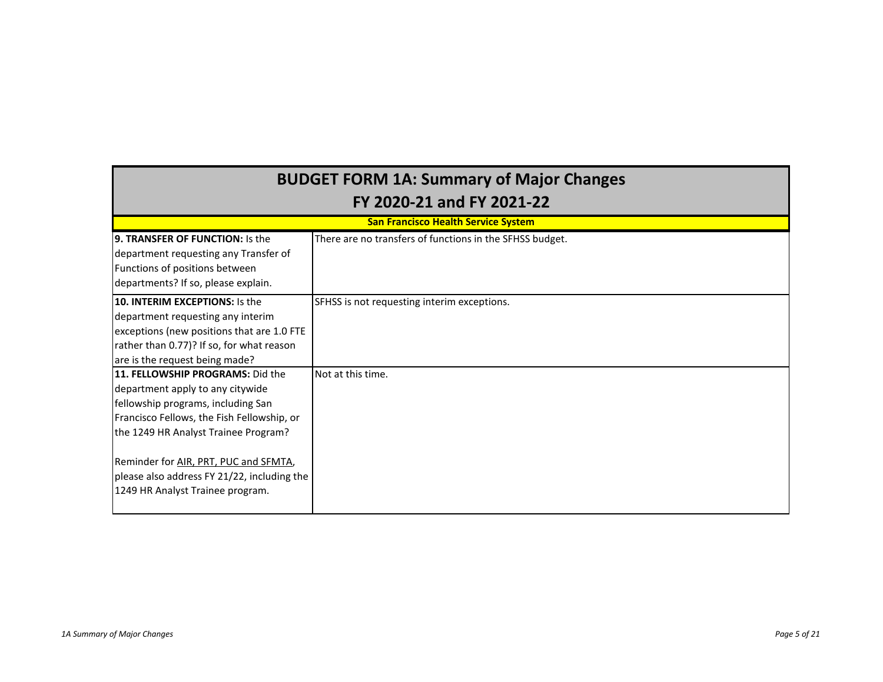# BUDGET FORM 1A: Summary of Major Changes
## FY 2020-21 and FY 2021-22

**San Francisco Health Service System**

| | |
|---|---|
| **9. TRANSFER OF FUNCTION:** Is the department requesting any Transfer of Functions of positions between departments? If so, please explain. | There are no transfers of functions in the SFHSS budget. |
| **10. INTERIM EXCEPTIONS:** Is the department requesting any interim exceptions (new positions that are 1.0 FTE rather than 0.77)? If so, for what reason are is the request being made? | SFHSS is not requesting interim exceptions. |
| **11. FELLOWSHIP PROGRAMS:** Did the department apply to any citywide fellowship programs, including San Francisco Fellows, the Fish Fellowship, or the 1249 HR Analyst Trainee Program?<br><br>Reminder for AIR, PRT, PUC and SFMTA, please also address FY 21/22, including the 1249 HR Analyst Trainee program. | Not at this time. |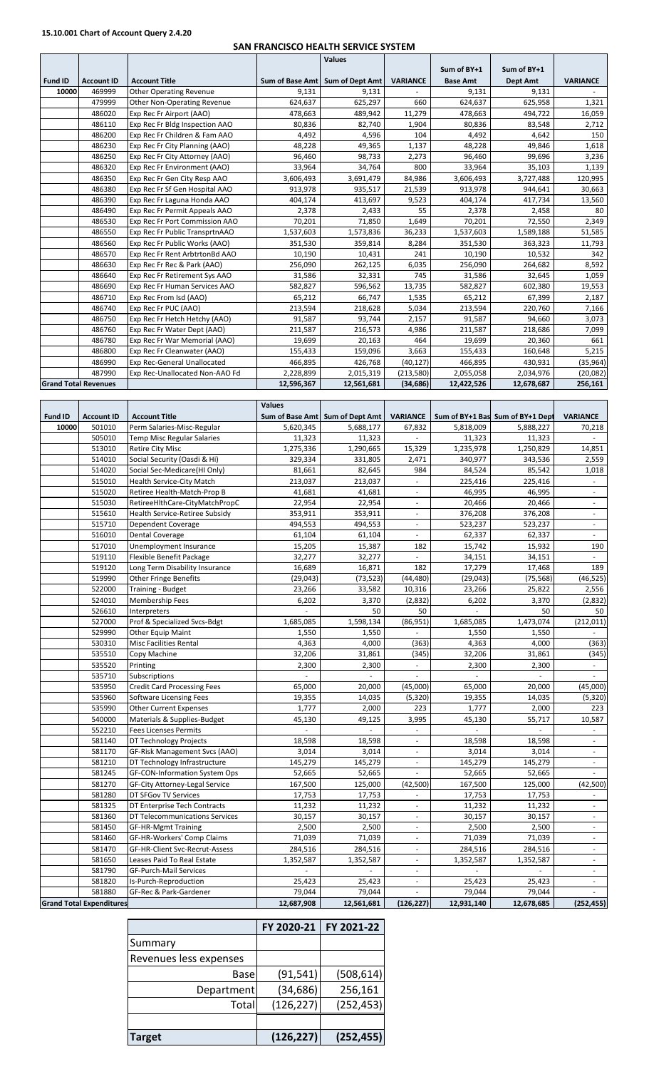**15.10.001 Chart of Account Query 2.4.20**

# SAN FRANCISCO HEALTH SERVICE SYSTEM

| | | | Values | | | | | |
|---|---|---|---|---|---|---|---|---|
| Fund ID | Account ID | Account Title | Sum of Base Amt | Sum of Dept Amt | VARIANCE | Sum of BY+1 Base Amt | Sum of BY+1 Dept Amt | VARIANCE |
| 10000 | 469999 | Other Operating Revenue | 9,131 | 9,131 | - | 9,131 | 9,131 | - |
| | 479999 | Other Non-Operating Revenue | 624,637 | 625,297 | 660 | 624,637 | 625,958 | 1,321 |
| | 486020 | Exp Rec Fr Airport (AAO) | 478,663 | 489,942 | 11,279 | 478,663 | 494,722 | 16,059 |
| | 486110 | Exp Rec Fr Bldg Inspection AAO | 80,836 | 82,740 | 1,904 | 80,836 | 83,548 | 2,712 |
| | 486200 | Exp Rec Fr Children & Fam AAO | 4,492 | 4,596 | 104 | 4,492 | 4,642 | 150 |
| | 486230 | Exp Rec Fr City Planning (AAO) | 48,228 | 49,365 | 1,137 | 48,228 | 49,846 | 1,618 |
| | 486250 | Exp Rec Fr City Attorney (AAO) | 96,460 | 98,733 | 2,273 | 96,460 | 99,696 | 3,236 |
| | 486320 | Exp Rec Fr Environment (AAO) | 33,964 | 34,764 | 800 | 33,964 | 35,103 | 1,139 |
| | 486350 | Exp Rec Fr Gen City Resp AAO | 3,606,493 | 3,691,479 | 84,986 | 3,606,493 | 3,727,488 | 120,995 |
| | 486380 | Exp Rec Fr Sf Gen Hospital AAO | 913,978 | 935,517 | 21,539 | 913,978 | 944,641 | 30,663 |
| | 486390 | Exp Rec Fr Laguna Honda AAO | 404,174 | 413,697 | 9,523 | 404,174 | 417,734 | 13,560 |
| | 486490 | Exp Rec Fr Permit Appeals AAO | 2,378 | 2,433 | 55 | 2,378 | 2,458 | 80 |
| | 486530 | Exp Rec Fr Port Commission AAO | 70,201 | 71,850 | 1,649 | 70,201 | 72,550 | 2,349 |
| | 486550 | Exp Rec Fr Public TransprtnAAO | 1,537,603 | 1,573,836 | 36,233 | 1,537,603 | 1,589,188 | 51,585 |
| | 486560 | Exp Rec Fr Public Works (AAO) | 351,530 | 359,814 | 8,284 | 351,530 | 363,323 | 11,793 |
| | 486570 | Exp Rec Fr Rent ArbtrtonBd AAO | 10,190 | 10,431 | 241 | 10,190 | 10,532 | 342 |
| | 486630 | Exp Rec Fr Rec & Park (AAO) | 256,090 | 262,125 | 6,035 | 256,090 | 264,682 | 8,592 |
| | 486640 | Exp Rec Fr Retirement Sys AAO | 31,586 | 32,331 | 745 | 31,586 | 32,645 | 1,059 |
| | 486690 | Exp Rec Fr Human Services AAO | 582,827 | 596,562 | 13,735 | 582,827 | 602,380 | 19,553 |
| | 486710 | Exp Rec From Isd (AAO) | 65,212 | 66,747 | 1,535 | 65,212 | 67,399 | 2,187 |
| | 486740 | Exp Rec Fr PUC (AAO) | 213,594 | 218,628 | 5,034 | 213,594 | 220,760 | 7,166 |
| | 486750 | Exp Rec Fr Hetch Hetchy (AAO) | 91,587 | 93,744 | 2,157 | 91,587 | 94,660 | 3,073 |
| | 486760 | Exp Rec Fr Water Dept (AAO) | 211,587 | 216,573 | 4,986 | 211,587 | 218,686 | 7,099 |
| | 486780 | Exp Rec Fr War Memorial (AAO) | 19,699 | 20,163 | 464 | 19,699 | 20,360 | 661 |
| | 486800 | Exp Rec Fr Cleanwater (AAO) | 155,433 | 159,096 | 3,663 | 155,433 | 160,648 | 5,215 |
| | 486990 | Exp Rec-General Unallocated | 466,895 | 426,768 | (40,127) | 466,895 | 430,931 | (35,964) |
| | 487990 | Exp Rec-Unallocated Non-AAO Fd | 2,228,899 | 2,015,319 | (213,580) | 2,055,058 | 2,034,976 | (20,082) |
| **Grand Total Revenues** | | | 12,596,367 | 12,561,681 | (34,686) | 12,422,526 | 12,678,687 | 256,161 |

| | | | Values | | | | | |
|---|---|---|---|---|---|---|---|---|
| Fund ID | Account ID | Account Title | Sum of Base Amt | Sum of Dept Amt | VARIANCE | Sum of BY+1 Bas | Sum of BY+1 Dept | VARIANCE |
| 10000 | 501010 | Perm Salaries-Misc-Regular | 5,620,345 | 5,688,177 | 67,832 | 5,818,009 | 5,888,227 | 70,218 |
| | 505010 | Temp Misc Regular Salaries | 11,323 | 11,323 | - | 11,323 | 11,323 | - |
| | 513010 | Retire City Misc | 1,275,336 | 1,290,665 | 15,329 | 1,235,978 | 1,250,829 | 14,851 |
| | 514010 | Social Security (Oasdi & Hi) | 329,334 | 331,805 | 2,471 | 340,977 | 343,536 | 2,559 |
| | 514020 | Social Sec-Medicare(HI Only) | 81,661 | 82,645 | 984 | 84,524 | 85,542 | 1,018 |
| | 515010 | Health Service-City Match | 213,037 | 213,037 | - | 225,416 | 225,416 | - |
| | 515020 | Retiree Health-Match-Prop B | 41,681 | 41,681 | - | 46,995 | 46,995 | - |
| | 515030 | RetireeHlthCare-CityMatchPropC | 22,954 | 22,954 | - | 20,466 | 20,466 | - |
| | 515610 | Health Service-Retiree Subsidy | 353,911 | 353,911 | - | 376,208 | 376,208 | - |
| | 515710 | Dependent Coverage | 494,553 | 494,553 | - | 523,237 | 523,237 | - |
| | 516010 | Dental Coverage | 61,104 | 61,104 | - | 62,337 | 62,337 | - |
| | 517010 | Unemployment Insurance | 15,205 | 15,387 | 182 | 15,742 | 15,932 | 190 |
| | 519110 | Flexible Benefit Package | 32,277 | 32,277 | - | 34,151 | 34,151 | - |
| | 519120 | Long Term Disability Insurance | 16,689 | 16,871 | 182 | 17,279 | 17,468 | 189 |
| | 519990 | Other Fringe Benefits | (29,043) | (73,523) | (44,480) | (29,043) | (75,568) | (46,525) |
| | 522000 | Training - Budget | 23,266 | 33,582 | 10,316 | 23,266 | 25,822 | 2,556 |
| | 524010 | Membership Fees | 6,202 | 3,370 | (2,832) | 6,202 | 3,370 | (2,832) |
| | 526610 | Interpreters | - | 50 | 50 | - | 50 | 50 |
| | 527000 | Prof & Specialized Svcs-Bdgt | 1,685,085 | 1,598,134 | (86,951) | 1,685,085 | 1,473,074 | (212,011) |
| | 529990 | Other Equip Maint | 1,550 | 1,550 | - | 1,550 | 1,550 | - |
| | 530310 | Misc Facilities Rental | 4,363 | 4,000 | (363) | 4,363 | 4,000 | (363) |
| | 535510 | Copy Machine | 32,206 | 31,861 | (345) | 32,206 | 31,861 | (345) |
| | 535520 | Printing | 2,300 | 2,300 | - | 2,300 | 2,300 | - |
| | 535710 | Subscriptions | - | - | - | - | - | - |
| | 535950 | Credit Card Processing Fees | 65,000 | 20,000 | (45,000) | 65,000 | 20,000 | (45,000) |
| | 535960 | Software Licensing Fees | 19,355 | 14,035 | (5,320) | 19,355 | 14,035 | (5,320) |
| | 535990 | Other Current Expenses | 1,777 | 2,000 | 223 | 1,777 | 2,000 | 223 |
| | 540000 | Materials & Supplies-Budget | 45,130 | 49,125 | 3,995 | 45,130 | 55,717 | 10,587 |
| | 552210 | Fees Licenses Permits | - | - | - | - | - | - |
| | 581140 | DT Technology Projects | 18,598 | 18,598 | - | 18,598 | 18,598 | - |
| | 581170 | GF-Risk Management Svcs (AAO) | 3,014 | 3,014 | - | 3,014 | 3,014 | - |
| | 581210 | DT Technology Infrastructure | 145,279 | 145,279 | - | 145,279 | 145,279 | - |
| | 581245 | GF-CON-Information System Ops | 52,665 | 52,665 | - | 52,665 | 52,665 | - |
| | 581270 | GF-City Attorney-Legal Service | 167,500 | 125,000 | (42,500) | 167,500 | 125,000 | (42,500) |
| | 581280 | DT SFGov TV Services | 17,753 | 17,753 | - | 17,753 | 17,753 | - |
| | 581325 | DT Enterprise Tech Contracts | 11,232 | 11,232 | - | 11,232 | 11,232 | - |
| | 581360 | DT Telecommunications Services | 30,157 | 30,157 | - | 30,157 | 30,157 | - |
| | 581450 | GF-HR-Mgmt Training | 2,500 | 2,500 | - | 2,500 | 2,500 | - |
| | 581460 | GF-HR-Workers' Comp Claims | 71,039 | 71,039 | - | 71,039 | 71,039 | - |
| | 581470 | GF-HR-Client Svc-Recrut-Assess | 284,516 | 284,516 | - | 284,516 | 284,516 | - |
| | 581650 | Leases Paid To Real Estate | 1,352,587 | 1,352,587 | - | 1,352,587 | 1,352,587 | - |
| | 581790 | GF-Purch-Mail Services | - | - | - | - | - | - |
| | 581820 | Is-Purch-Reproduction | 25,423 | 25,423 | - | 25,423 | 25,423 | - |
| | 581880 | GF-Rec & Park-Gardener | 79,044 | 79,044 | - | 79,044 | 79,044 | - |
| **Grand Total Expenditures** | | | 12,687,908 | 12,561,681 | (126,227) | 12,931,140 | 12,678,685 | (252,455) |

| | FY 2020-21 | FY 2021-22 |
|---|---|---|
| Summary | | |
| Revenues less expenses | | |
| Base | (91,541) | (508,614) |
| Department | (34,686) | 256,161 |
| Total | (126,227) | (252,453) |
| | | |
| **Target** | **(126,227)** | **(252,455)** |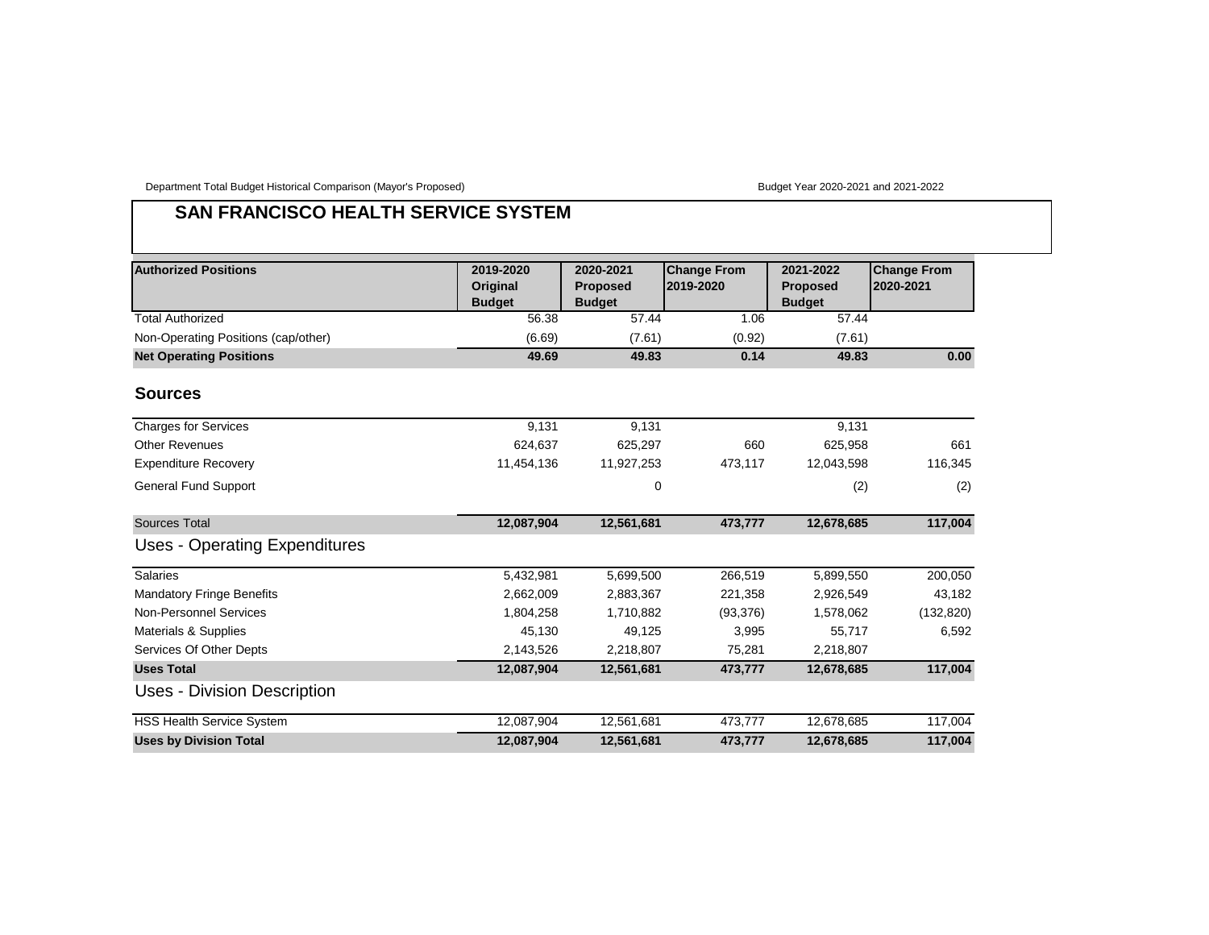Department Total Budget Historical Comparison (Mayor's Proposed)

Budget Year 2020-2021 and 2021-2022

# SAN FRANCISCO HEALTH SERVICE SYSTEM

| Authorized Positions | 2019-2020 Original Budget | 2020-2021 Proposed Budget | Change From 2019-2020 | 2021-2022 Proposed Budget | Change From 2020-2021 |
|---|---|---|---|---|---|
| Total Authorized | 56.38 | 57.44 | 1.06 | 57.44 | |
| Non-Operating Positions (cap/other) | (6.69) | (7.61) | (0.92) | (7.61) | |
| **Net Operating Positions** | **49.69** | **49.83** | **0.14** | **49.83** | **0.00** |

## Sources

| | | | | | |
|---|---|---|---|---|---|
| Charges for Services | 9,131 | 9,131 | | 9,131 | |
| Other Revenues | 624,637 | 625,297 | 660 | 625,958 | 661 |
| Expenditure Recovery | 11,454,136 | 11,927,253 | 473,117 | 12,043,598 | 116,345 |
| General Fund Support | | 0 | | (2) | (2) |
| **Sources Total** | **12,087,904** | **12,561,681** | **473,777** | **12,678,685** | **117,004** |

## Uses - Operating Expenditures

| | | | | | |
|---|---|---|---|---|---|
| Salaries | 5,432,981 | 5,699,500 | 266,519 | 5,899,550 | 200,050 |
| Mandatory Fringe Benefits | 2,662,009 | 2,883,367 | 221,358 | 2,926,549 | 43,182 |
| Non-Personnel Services | 1,804,258 | 1,710,882 | (93,376) | 1,578,062 | (132,820) |
| Materials & Supplies | 45,130 | 49,125 | 3,995 | 55,717 | 6,592 |
| Services Of Other Depts | 2,143,526 | 2,218,807 | 75,281 | 2,218,807 | |
| **Uses Total** | **12,087,904** | **12,561,681** | **473,777** | **12,678,685** | **117,004** |

## Uses - Division Description

| | | | | | |
|---|---|---|---|---|---|
| HSS Health Service System | 12,087,904 | 12,561,681 | 473,777 | 12,678,685 | 117,004 |
| **Uses by Division Total** | **12,087,904** | **12,561,681** | **473,777** | **12,678,685** | **117,004** |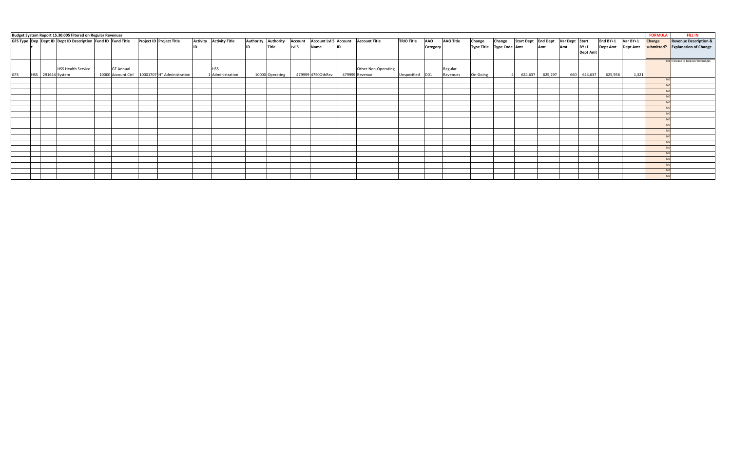**Budget System Report 15.30.005 filtered on Regular Revenues**

| GFS Type | Dept | Dept ID | Dept ID Description | Fund ID | Fund Title | Project ID | Project Title | Activity ID | Activity Title | Authority ID | Authority Title | Account Lvl 5 | Account Lvl 5 Name | Account ID | Account Title | TRIO Title | AAO Category | AAO Title | Change Type Title | Change Type Code | Start Dept Amt | End Dept Amt | Var Dept Amt | Start BY+1 Dept Amt | End BY+1 Dept Amt | Var BY+1 Dept Amt | FORMULA<br>Change submitted? | FILL IN<br>Revenue Description & Explanation of Change |
|---|---|---|---|---|---|---|---|---|---|---|---|---|---|---|---|---|---|---|---|---|---|---|---|---|---|---|---|---|
| GFS | HSS | 291644 | HSS Health Service System | 10000 | GF Annual Account Ctrl | 10001707 | HT Administration | 1 | HSS Administration | 10000 | Operating | 479999 | 4750OthRev | 479999 | Other Non-Operating Revenue | Unspecified | D01 | Regular Revenues | On-Going | 4 | 624,637 | 625,297 | 660 | 624,637 | 625,958 | 1,321 | YES | Increase to balance the budget. |
| | | | | | | | | | | | | | | | | | | | | | | | | | | | NO | |
| | | | | | | | | | | | | | | | | | | | | | | | | | | | NO | |
| | | | | | | | | | | | | | | | | | | | | | | | | | | | NO | |
| | | | | | | | | | | | | | | | | | | | | | | | | | | | NO | |
| | | | | | | | | | | | | | | | | | | | | | | | | | | | NO | |
| | | | | | | | | | | | | | | | | | | | | | | | | | | | NO | |
| | | | | | | | | | | | | | | | | | | | | | | | | | | | NO | |
| | | | | | | | | | | | | | | | | | | | | | | | | | | | NO | |
| | | | | | | | | | | | | | | | | | | | | | | | | | | | NO | |
| | | | | | | | | | | | | | | | | | | | | | | | | | | | NO | |
| | | | | | | | | | | | | | | | | | | | | | | | | | | | NO | |
| | | | | | | | | | | | | | | | | | | | | | | | | | | | NO | |
| | | | | | | | | | | | | | | | | | | | | | | | | | | | NO | |
| | | | | | | | | | | | | | | | | | | | | | | | | | | | NO | |
| | | | | | | | | | | | | | | | | | | | | | | | | | | | NO | |
| | | | | | | | | | | | | | | | | | | | | | | | | | | | NO | |
| | | | | | | | | | | | | | | | | | | | | | | | | | | | NO | |
| | | | | | | | | | | | | | | | | | | | | | | | | | | | NO | |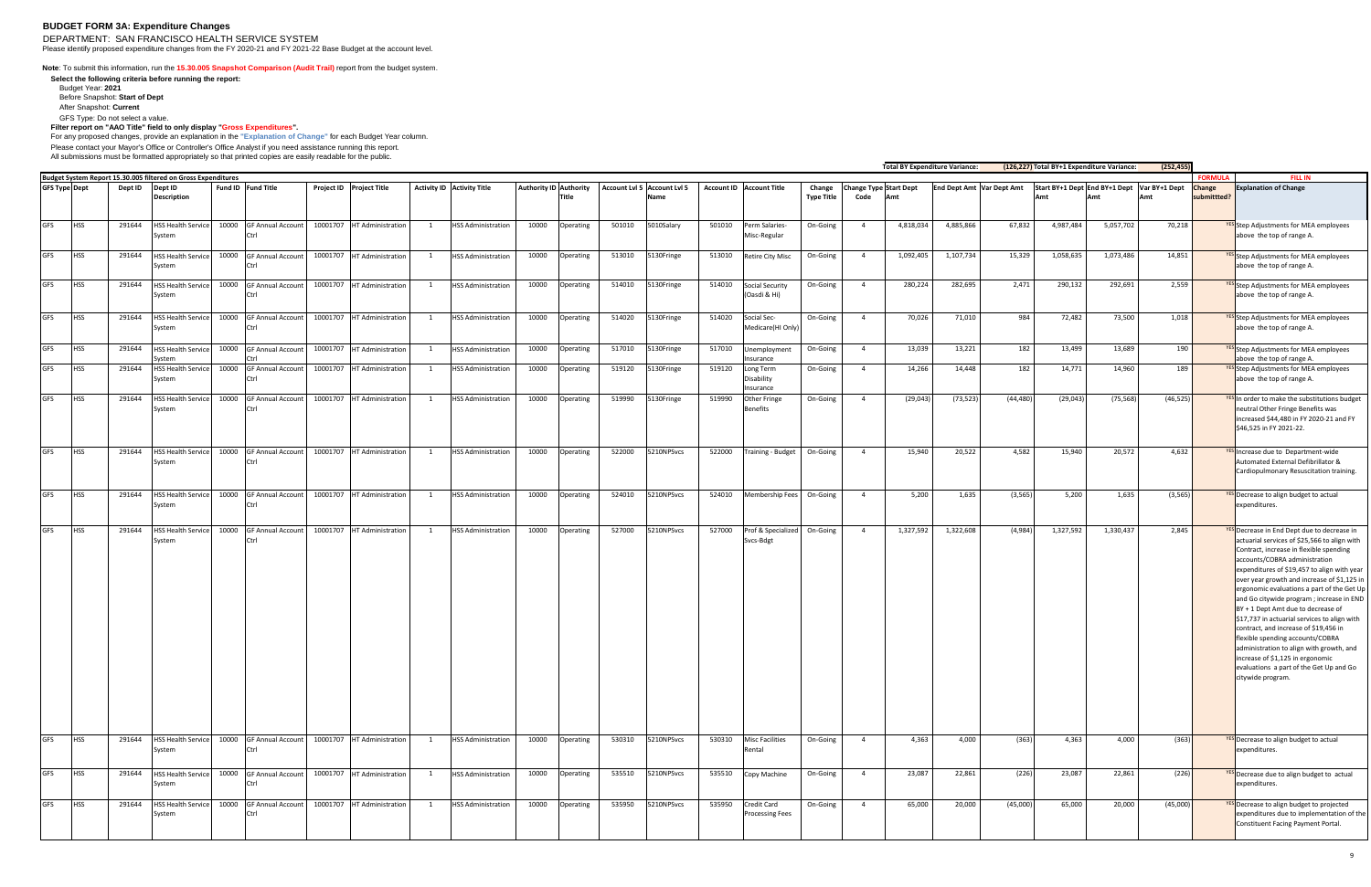## BUDGET FORM 3A: Expenditure Changes

DEPARTMENT: SAN FRANCISCO HEALTH SERVICE SYSTEM

Please identify proposed expenditure changes from the FY 2020-21 and FY 2021-22 Base Budget at the account level.

**Note**: To submit this information, run the **15.30.005 Snapshot Comparison (Audit Trail)** report from the budget system.

**Select the following criteria before running the report:**

Budget Year: **2021**

Before Snapshot: **Start of Dept**

After Snapshot: **Current**

GFS Type: Do not select a value.

**Filter report on "AAO Title" field to only display "Gross Expenditures".**

For any proposed changes, provide an explanation in the "Explanation of Change" for each Budget Year column.

Please contact your Mayor's Office or Controller's Office Analyst if you need assistance running this report.

All submissions must be formatted appropriately so that printed copies are easily readable for the public.

| | | | | | | | | | | | | | | | | | | | **Total BY Expenditure Variance:** | | (126,227) | **Total BY+1 Expenditure Variance:** | | (252,455) | | |
|---|---|---|---|---|---|---|---|---|---|---|---|---|---|---|---|---|---|---|---|---|---|---|---|---|---|---|
| **Budget System Report 15.30.005 filtered on Gross Expenditures** | | | | | | | | | | | | | | | | | | | | | | | | | **FORMULA** | **FILL IN** |
| **GFS Type** | **Dept** | **Dept ID** | **Dept ID Description** | **Fund ID** | **Fund Title** | **Project ID** | **Project Title** | **Activity ID** | **Activity Title** | **Authority ID** | **Authority Title** | **Account Lvl 5** | **Account Lvl 5 Name** | **Account ID** | **Account Title** | **Change Type Title** | **Change Type Code** | **Start Dept Amt** | **End Dept Amt** | **Var Dept Amt** | **Start BY+1 Dept Amt** | **End BY+1 Dept Amt** | **Var BY+1 Dept Amt** | **Change submittted?** | **Explanation of Change** | |
| GFS | HSS | 291644 | HSS Health Service System | 10000 | GF Annual Account Ctrl | 10001707 | HT Administration | 1 | HSS Administration | 10000 | Operating | 501010 | 5010Salary | 501010 | Perm Salaries-Misc-Regular | On-Going | 4 | 4,818,034 | 4,885,866 | 67,832 | 4,987,484 | 5,057,702 | 70,218 | YES | Step Adjustments for MEA employees above the top of range A. | |
| GFS | HSS | 291644 | HSS Health Service System | 10000 | GF Annual Account Ctrl | 10001707 | HT Administration | 1 | HSS Administration | 10000 | Operating | 513010 | 5130Fringe | 513010 | Retire City Misc | On-Going | 4 | 1,092,405 | 1,107,734 | 15,329 | 1,058,635 | 1,073,486 | 14,851 | YES | Step Adjustments for MEA employees above the top of range A. | |
| GFS | HSS | 291644 | HSS Health Service System | 10000 | GF Annual Account Ctrl | 10001707 | HT Administration | 1 | HSS Administration | 10000 | Operating | 514010 | 5130Fringe | 514010 | Social Security (Oasdi & Hi) | On-Going | 4 | 280,224 | 282,695 | 2,471 | 290,132 | 292,691 | 2,559 | YES | Step Adjustments for MEA employees above the top of range A. | |
| GFS | HSS | 291644 | HSS Health Service System | 10000 | GF Annual Account Ctrl | 10001707 | HT Administration | 1 | HSS Administration | 10000 | Operating | 514020 | 5130Fringe | 514020 | Social Sec-Medicare(HI Only) | On-Going | 4 | 70,026 | 71,010 | 984 | 72,482 | 73,500 | 1,018 | YES | Step Adjustments for MEA employees above the top of range A. | |
| GFS | HSS | 291644 | HSS Health Service System | 10000 | GF Annual Account Ctrl | 10001707 | HT Administration | 1 | HSS Administration | 10000 | Operating | 517010 | 5130Fringe | 517010 | Unemployment Insurance | On-Going | 4 | 13,039 | 13,221 | 182 | 13,499 | 13,689 | 190 | YES | Step Adjustments for MEA employees above the top of range A. | |
| GFS | HSS | 291644 | HSS Health Service System | 10000 | GF Annual Account Ctrl | 10001707 | HT Administration | 1 | HSS Administration | 10000 | Operating | 519120 | 5130Fringe | 519120 | Long Term Disability Insurance | On-Going | 4 | 14,266 | 14,448 | 182 | 14,771 | 14,960 | 189 | YES | Step Adjustments for MEA employees above the top of range A. | |
| GFS | HSS | 291644 | HSS Health Service System | 10000 | GF Annual Account Ctrl | 10001707 | HT Administration | 1 | HSS Administration | 10000 | Operating | 519990 | 5130Fringe | 519990 | Other Fringe Benefits | On-Going | 4 | (29,043) | (73,523) | (44,480) | (29,043) | (75,568) | (46,525) | YES | In order to make the substitutions budget neutral Other Fringe Benefits was increased $44,480 in FY 2020-21 and FY $46,525 in FY 2021-22. | |
| GFS | HSS | 291644 | HSS Health Service System | 10000 | GF Annual Account Ctrl | 10001707 | HT Administration | 1 | HSS Administration | 10000 | Operating | 522000 | 5210NPSvcs | 522000 | Training - Budget | On-Going | 4 | 15,940 | 20,522 | 4,582 | 15,940 | 20,572 | 4,632 | YES | Increase due to Department-wide Automated External Defibrillator & Cardiopulmonary Resuscitation training. | |
| GFS | HSS | 291644 | HSS Health Service System | 10000 | GF Annual Account Ctrl | 10001707 | HT Administration | 1 | HSS Administration | 10000 | Operating | 524010 | 5210NPSvcs | 524010 | Membership Fees | On-Going | 4 | 5,200 | 1,635 | (3,565) | 5,200 | 1,635 | (3,565) | YES | Decrease to align budget to actual expenditures. | |
| GFS | HSS | 291644 | HSS Health Service System | 10000 | GF Annual Account Ctrl | 10001707 | HT Administration | 1 | HSS Administration | 10000 | Operating | 527000 | 5210NPSvcs | 527000 | Prof & Specialized Svcs-Bdgt | On-Going | 4 | 1,327,592 | 1,322,608 | (4,984) | 1,327,592 | 1,330,437 | 2,845 | YES | Decrease in End Dept due to decrease in actuarial services of $25,566 to align with Contract, increase in flexible spending accounts/COBRA administration expenditures of $19,457 to align with year over year growth and increase of $1,125 in ergonomic evaluations a part of the Get Up and Go citywide program ; increase in END BY + 1 Dept Amt due to decrease of $17,737 in actuarial services to align with contract, and increase of $19,456 in flexible spending accounts/COBRA administration to align with growth, and increase of $1,125 in ergonomic evaluations a part of the Get Up and Go citywide program. | |
| GFS | HSS | 291644 | HSS Health Service System | 10000 | GF Annual Account Ctrl | 10001707 | HT Administration | 1 | HSS Administration | 10000 | Operating | 530310 | 5210NPSvcs | 530310 | Misc Facilities Rental | On-Going | 4 | 4,363 | 4,000 | (363) | 4,363 | 4,000 | (363) | YES | Decrease to align budget to actual expenditures. | |
| GFS | HSS | 291644 | HSS Health Service System | 10000 | GF Annual Account Ctrl | 10001707 | HT Administration | 1 | HSS Administration | 10000 | Operating | 535510 | 5210NPSvcs | 535510 | Copy Machine | On-Going | 4 | 23,087 | 22,861 | (226) | 23,087 | 22,861 | (226) | YES | Decrease due to align budget to actual expenditures. | |
| GFS | HSS | 291644 | HSS Health Service System | 10000 | GF Annual Account Ctrl | 10001707 | HT Administration | 1 | HSS Administration | 10000 | Operating | 535950 | 5210NPSvcs | 535950 | Credit Card Processing Fees | On-Going | 4 | 65,000 | 20,000 | (45,000) | 65,000 | 20,000 | (45,000) | YES | Decrease to align budget to projected expenditures due to implementation of the Constituent Facing Payment Portal. | |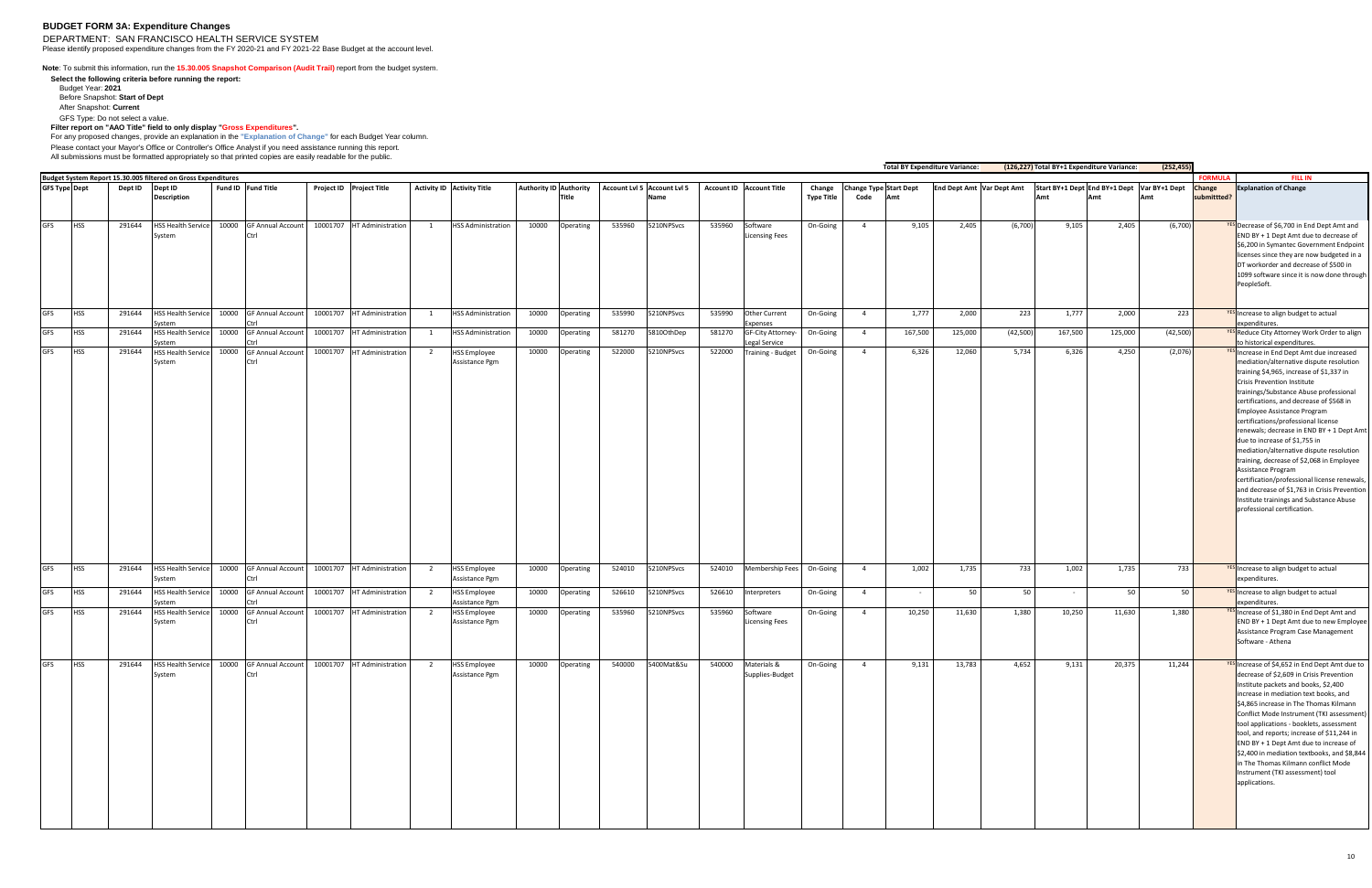# BUDGET FORM 3A: Expenditure Changes

DEPARTMENT: SAN FRANCISCO HEALTH SERVICE SYSTEM

Please identify proposed expenditure changes from the FY 2020-21 and FY 2021-22 Base Budget at the account level.

**Note**: To submit this information, run the **15.30.005 Snapshot Comparison (Audit Trail)** report from the budget system.

**Select the following criteria before running the report:**

Budget Year: **2021**

Before Snapshot: **Start of Dept**

After Snapshot: **Current**

GFS Type: Do not select a value.

**Filter report on "AAO Title" field to only display "Gross Expenditures".**

For any proposed changes, provide an explanation in the **"Explanation of Change"** for each Budget Year column.

Please contact your Mayor's Office or Controller's Office Analyst if you need assistance running this report.

All submissions must be formatted appropriately so that printed copies are easily readable for the public.

**Total BY Expenditure Variance:** (126,227) **Total BY+1 Expenditure Variance:** (252,455)

Budget System Report 15.30.005 filtered on Gross Expenditures

| GFS Type | Dept | Dept ID | Dept ID Description | Fund ID | Fund Title | Project ID | Project Title | Activity ID | Activity Title | Authority ID | Authority Title | Account Lvl 5 | Account Lvl 5 Name | Account ID | Account Title | Change Type Title | Change Type Code | Start Dept Amt | End Dept Amt | Var Dept Amt | Start BY+1 Dept Amt | End BY+1 Dept Amt | Var BY+1 Dept Amt | Change submittted? | Explanation of Change |
|---|---|---|---|---|---|---|---|---|---|---|---|---|---|---|---|---|---|---|---|---|---|---|---|---|---|
| GFS | HSS | 291644 | HSS Health Service System | 10000 | GF Annual Account Ctrl | 10001707 | HT Administration | 1 | HSS Administration | 10000 | Operating | 535960 | 5210NPSvcs | 535960 | Software Licensing Fees | On-Going | 4 | 9,105 | 2,405 | (6,700) | 9,105 | 2,405 | (6,700) | YES | Decrease of $6,700 in End Dept Amt and END BY + 1 Dept Amt due to decrease of $6,200 in Symantec Government Endpoint licenses since they are now budgeted in a DT workorder and decrease of $500 in 1099 software since it is now done through PeopleSoft. |
| GFS | HSS | 291644 | HSS Health Service System | 10000 | GF Annual Account Ctrl | 10001707 | HT Administration | 1 | HSS Administration | 10000 | Operating | 535990 | 5210NPSvcs | 535990 | Other Current Expenses | On-Going | 4 | 1,777 | 2,000 | 223 | 1,777 | 2,000 | 223 | YES | Increase to align budget to actual expenditures. |
| GFS | HSS | 291644 | HSS Health Service System | 10000 | GF Annual Account Ctrl | 10001707 | HT Administration | 1 | HSS Administration | 10000 | Operating | 581270 | 581OOthDep | 581270 | GF-City Attorney-Legal Service | On-Going | 4 | 167,500 | 125,000 | (42,500) | 167,500 | 125,000 | (42,500) | YES | Reduce City Attorney Work Order to align to historical expenditures. |
| GFS | HSS | 291644 | HSS Health Service System | 10000 | GF Annual Account Ctrl | 10001707 | HT Administration | 2 | HSS Employee Assistance Pgm | 10000 | Operating | 522000 | 5210NPSvcs | 522000 | Training - Budget | On-Going | 4 | 6,326 | 12,060 | 5,734 | 6,326 | 4,250 | (2,076) | YES | Increase in End Dept Amt due increased mediation/alternative dispute resolution training $4,965, increase of $1,337 in Crisis Prevention Institute trainings/Substance Abuse professional certifications, and decrease of $568 in Employee Assistance Program certifications/professional license renewals; decrease in END BY + 1 Dept Amt due to increase of $1,755 in mediation/alternative dispute resolution training, decrease of $2,068 in Employee Assistance Program certification/professional license renewals, and decrease of $1,763 in Crisis Prevention Institute trainings and Substance Abuse professional certification. |
| GFS | HSS | 291644 | HSS Health Service System | 10000 | GF Annual Account Ctrl | 10001707 | HT Administration | 2 | HSS Employee Assistance Pgm | 10000 | Operating | 524010 | 5210NPSvcs | 524010 | Membership Fees | On-Going | 4 | 1,002 | 1,735 | 733 | 1,002 | 1,735 | 733 | YES | Increase to align budget to actual expenditures. |
| GFS | HSS | 291644 | HSS Health Service System | 10000 | GF Annual Account Ctrl | 10001707 | HT Administration | 2 | HSS Employee Assistance Pgm | 10000 | Operating | 526610 | 5210NPSvcs | 526610 | Interpreters | On-Going | 4 | - | 50 | 50 | - | 50 | 50 | YES | Increase to align budget to actual expenditures. |
| GFS | HSS | 291644 | HSS Health Service System | 10000 | GF Annual Account Ctrl | 10001707 | HT Administration | 2 | HSS Employee Assistance Pgm | 10000 | Operating | 535960 | 5210NPSvcs | 535960 | Software Licensing Fees | On-Going | 4 | 10,250 | 11,630 | 1,380 | 10,250 | 11,630 | 1,380 | YES | Increase of $1,380 in End Dept Amt and END BY + 1 Dept Amt due to new Employee Assistance Program Case Management Software - Athena |
| GFS | HSS | 291644 | HSS Health Service System | 10000 | GF Annual Account Ctrl | 10001707 | HT Administration | 2 | HSS Employee Assistance Pgm | 10000 | Operating | 540000 | 5400Mat&Su | 540000 | Materials & Supplies-Budget | On-Going | 4 | 9,131 | 13,783 | 4,652 | 9,131 | 20,375 | 11,244 | YES | Increase of $4,652 in End Dept Amt due to decrease of $2,609 in Crisis Prevention Institute packets and books, $2,400 increase in mediation text books, and $4,865 increase in The Thomas Kilmann Conflict Mode Instrument (TKI assessment) tool applications - booklets, assessment tool, and reports; increase of $11,244 in END BY + 1 Dept Amt due to increase of $2,400 in mediation textbooks, and $8,844 in The Thomas Kilmann conflict Mode Instrument (TKI assessment) tool applications. |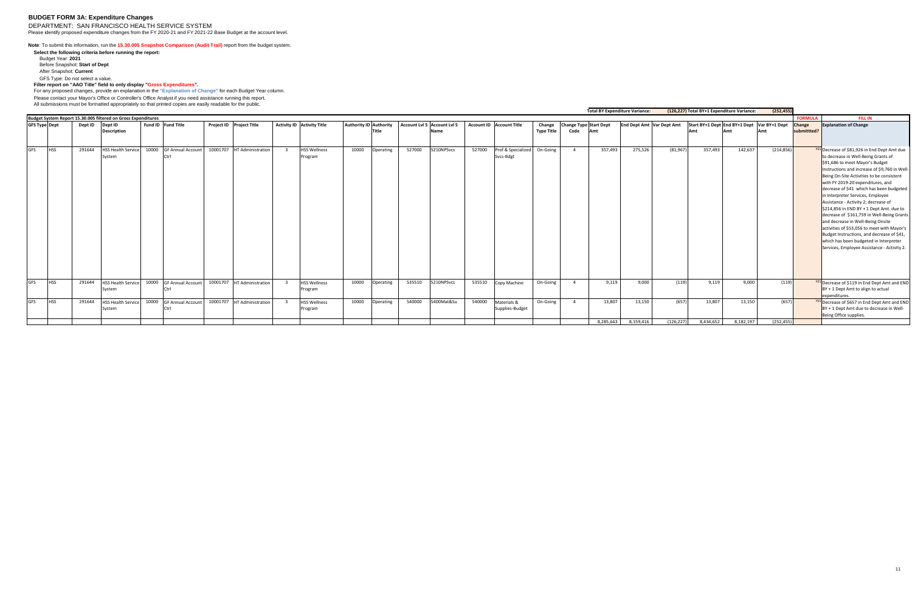# BUDGET FORM 3A: Expenditure Changes

DEPARTMENT: SAN FRANCISCO HEALTH SERVICE SYSTEM

Please identify proposed expenditure changes from the FY 2020-21 and FY 2021-22 Base Budget at the account level.

**Note**: To submit this information, run the **15.30.005 Snapshot Comparison (Audit Trail)** report from the budget system.

**Select the following criteria before running the report:**

Budget Year: **2021**

Before Snapshot: **Start of Dept**

After Snapshot: **Current**

GFS Type: Do not select a value.

**Filter report on "AAO Title" field to only display "Gross Expenditures".**

For any proposed changes, provide an explanation in the **"Explanation of Change"** for each Budget Year column.

Please contact your Mayor's Office or Controller's Office Analyst if you need assistance running this report.

All submissions must be formatted appropriately so that printed copies are easily readable for the public.

**Total BY Expenditure Variance: (126,227)** **Total BY+1 Expenditure Variance: (252,455)**

**Budget System Report 15.30.005 filtered on Gross Expenditures**

| GFS Type | Dept | Dept ID | Dept ID Description | Fund ID | Fund Title | Project ID | Project Title | Activity ID | Activity Title | Authority ID | Authority Title | Account Lvl 5 | Account Lvl 5 Name | Account ID | Account Title | Change Type Title | Change Type Code | Start Dept Amt | End Dept Amt | Var Dept Amt | Start BY+1 Dept Amt | End BY+1 Dept Amt | Var BY+1 Dept Amt | FORMULA Change submittted? | FILL IN Explanation of Change |
|---|---|---|---|---|---|---|---|---|---|---|---|---|---|---|---|---|---|---|---|---|---|---|---|---|---|
| GFS | HSS | 291644 | HSS Health Service System | 10000 | GF Annual Account Ctrl | 10001707 | HT Administration | 3 | HSS Wellness Program | 10000 | Operating | 527000 | 5210NPSvcs | 527000 | Prof & Specialized Svcs-Bdgt | On-Going | 4 | 357,493 | 275,526 | (81,967) | 357,493 | 142,637 | (214,856) | YES | Decrease of $81,926 in End Dept Amt due to decrease in Well-Being Grants of $91,686 to meet Mayor's Budget Instructions and increase of $9,760 in Well-Being On-Site Activities to be consistent with FY 2019-20 expenditures, and decrease of $41 which has been budgeted in Interpreter Services, Employee Assistance - Activity 2; decrease of $214,856 in END BY + 1 Dept Amt. due to decrease of $161,759 in Well-Being Grants and decrease in Well-Being Onsite activities of $53,056 to meet with Mayor's Budget Instructions, and decrease of $41, which has been budgeted in Interpreter Services, Employee Assistance - Activity 2. |
| GFS | HSS | 291644 | HSS Health Service System | 10000 | GF Annual Account Ctrl | 10001707 | HT Administration | 3 | HSS Wellness Program | 10000 | Operating | 535510 | 5210NPSvcs | 535510 | Copy Machine | On-Going | 4 | 9,119 | 9,000 | (119) | 9,119 | 9,000 | (119) | YES | Decrease of $119 in End Dept Amt and END BY + 1 Dept Amt to align to actual expenditures. |
| GFS | HSS | 291644 | HSS Health Service System | 10000 | GF Annual Account Ctrl | 10001707 | HT Administration | 3 | HSS Wellness Program | 10000 | Operating | 540000 | 5400Mat&Su | 540000 | Materials & Supplies-Budget | On-Going | 4 | 13,807 | 13,150 | (657) | 13,807 | 13,150 | (657) | YES | Decrease of $657 in End Dept Amt and END BY + 1 Dept Amt due to decrease in Well-Being Office supplies. |
| | | | | | | | | | | | | | | | | | | 8,285,643 | 8,159,416 | (126,227) | 8,434,652 | 8,182,197 | (252,455) | | |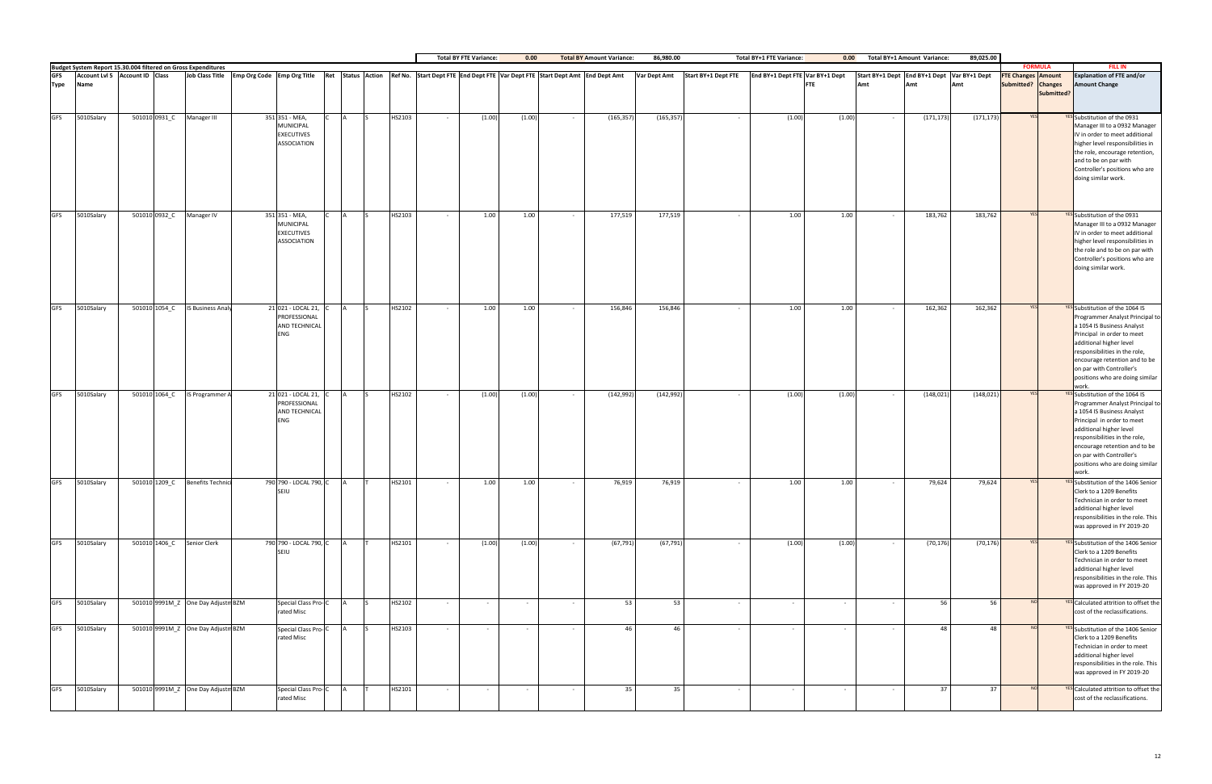| | | | | | | | | | | | Total BY FTE Variance: | 0.00 | Total BY Amount Variance: | 86,980.00 | | Total BY+1 FTE Variance: | 0.00 | Total BY+1 Amount Variance: | 89,025.00 | | | | |
|---|---|---|---|---|---|---|---|---|---|---|---|---|---|---|---|---|---|---|---|---|---|---|---|---|
| Budget System Report 15.30.004 filtered on Gross Expenditures | | | | | | | | | | | | | | | | | | | | | FORMULA | | FILL IN |
| GFS Type | Account Lvl 5 Name | Account ID | Class | Job Class Title | Emp Org Code | Emp Org Title | Ret | Status | Action | Ref No. | Start Dept FTE | End Dept FTE | Var Dept FTE | Start Dept Amt | End Dept Amt | Var Dept Amt | Start BY+1 Dept FTE | End BY+1 Dept FTE | Var BY+1 Dept FTE | Start BY+1 Dept Amt | End BY+1 Dept Amt | Var BY+1 Dept Amt | FTE Changes Submitted? | Amount Changes Submitted? | Explanation of FTE and/or Amount Change |
| GFS | 5010Salary | 501010 | 0931_C | Manager III | 351 | 351 - MEA, MUNICIPAL EXECUTIVES ASSOCIATION | C | A | S | HS2103 | - | (1.00) | (1.00) | - | (165,357) | (165,357) | - | (1.00) | (1.00) | - | (171,173) | (171,173) | YES | YES | Substitution of the 0931 Manager III to a 0932 Manager IV in order to meet additional higher level responsibilities in the role, encourage retention, and to be on par with Controller's positions who are doing similar work. |
| GFS | 5010Salary | 501010 | 0932_C | Manager IV | 351 | 351 - MEA, MUNICIPAL EXECUTIVES ASSOCIATION | C | A | S | HS2103 | - | 1.00 | 1.00 | - | 177,519 | 177,519 | - | 1.00 | 1.00 | - | 183,762 | 183,762 | YES | YES | Substitution of the 0931 Manager III to a 0932 Manager IV in order to meet additional higher level responsibilities in the role and to be on par with Controller's positions who are doing similar work. |
| GFS | 5010Salary | 501010 | 1054_C | IS Business Analy | 21 | 021 - LOCAL 21, PROFESSIONAL AND TECHNICAL ENG | C | A | S | HS2102 | - | 1.00 | 1.00 | - | 156,846 | 156,846 | - | 1.00 | 1.00 | - | 162,362 | 162,362 | YES | YES | Substitution of the 1064 IS Programmer Analyst Principal to a 1054 IS Business Analyst Principal in order to meet additional higher level responsibilities in the role, encourage retention and to be on par with Controller's positions who are doing similar work. |
| GFS | 5010Salary | 501010 | 1064_C | IS Programmer A | 21 | 021 - LOCAL 21, PROFESSIONAL AND TECHNICAL ENG | C | A | S | HS2102 | - | (1.00) | (1.00) | - | (142,992) | (142,992) | - | (1.00) | (1.00) | - | (148,021) | (148,021) | YES | YES | Substitution of the 1064 IS Programmer Analyst Principal to a 1054 IS Business Analyst Principal in order to meet additional higher level responsibilities in the role, encourage retention and to be on par with Controller's positions who are doing similar work. |
| GFS | 5010Salary | 501010 | 1209_C | Benefits Technici | 790 | 790 - LOCAL 790, SEIU | C | A | T | HS2101 | - | 1.00 | 1.00 | - | 76,919 | 76,919 | - | 1.00 | 1.00 | - | 79,624 | 79,624 | YES | YES | Substitution of the 1406 Senior Clerk to a 1209 Benefits Technician in order to meet additional higher level responsibilities in the role. This was approved in FY 2019-20 |
| GFS | 5010Salary | 501010 | 1406_C | Senior Clerk | 790 | 790 - LOCAL 790, SEIU | C | A | T | HS2101 | - | (1.00) | (1.00) | - | (67,791) | (67,791) | - | (1.00) | (1.00) | - | (70,176) | (70,176) | YES | YES | Substitution of the 1406 Senior Clerk to a 1209 Benefits Technician in order to meet additional higher level responsibilities in the role. This was approved in FY 2019-20 |
| GFS | 5010Salary | 501010 | 9991M_Z | One Day Adjustm | BZM | Special Class Pro-rated Misc | C | A | S | HS2102 | - | - | - | - | 53 | 53 | - | - | - | - | 56 | 56 | NO | YES | Calculated attrition to offset the cost of the reclassifications. |
| GFS | 5010Salary | 501010 | 9991M_Z | One Day Adjustm | BZM | Special Class Pro-rated Misc | C | A | S | HS2103 | - | - | - | - | 46 | 46 | - | - | - | - | 48 | 48 | NO | YES | Substitution of the 1406 Senior Clerk to a 1209 Benefits Technician in order to meet additional higher level responsibilities in the role. This was approved in FY 2019-20 |
| GFS | 5010Salary | 501010 | 9991M_Z | One Day Adjustm | BZM | Special Class Pro-rated Misc | C | A | T | HS2101 | - | - | - | - | 35 | 35 | - | - | - | - | 37 | 37 | NO | YES | Calculated attrition to offset the cost of the reclassifications. |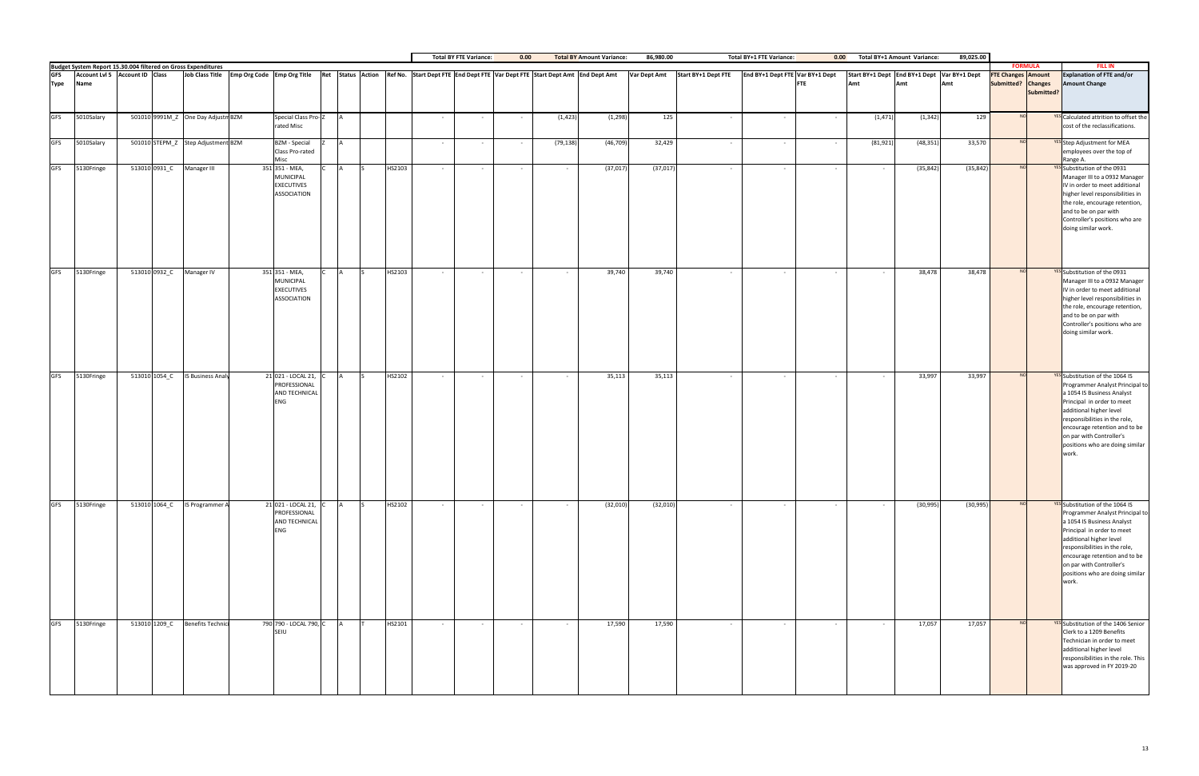| | | | | | | | | | | | | Total BY FTE Variance: | 0.00 | | Total BY Amount Variance: | 86,980.00 | | Total BY+1 FTE Variance: | 0.00 | Total BY+1 Amount Variance: | | 89,025.00 | | | |
|---|---|---|---|---|---|---|---|---|---|---|---|---|---|---|---|---|---|---|---|---|---|---|---|---|---|
| Budget System Report 15.30.004 filtered on Gross Expenditures | | | | | | | | | | | | | | | | | | | | | | | FORMULA | | FILL IN |
| GFS Type | Account Lvl 5 Name | Account ID | Class | Job Class Title | Emp Org Code | Emp Org Title | Ret | Status | Action | Ref No. | Start Dept FTE | End Dept FTE | Var Dept FTE | Start Dept Amt | End Dept Amt | Var Dept Amt | Start BY+1 Dept FTE | End BY+1 Dept FTE | Var BY+1 Dept FTE | Start BY+1 Dept Amt | End BY+1 Dept Amt | Var BY+1 Dept Amt | FTE Changes Submitted? | Amount Changes Submitted? | Explanation of FTE and/or Amount Change |
| GFS | 5010Salary | 501010 | 9991M_Z | One Day Adjustm | BZM | Special Class Pro-rated Misc | Z | A | | | - | - | - | (1,423) | (1,298) | 125 | - | - | - | (1,471) | (1,342) | 129 | NO | YES | Calculated attrition to offset the cost of the reclassifications. |
| GFS | 5010Salary | 501010 | STEPM_Z | Step Adjustment | BZM | BZM - Special Class Pro-rated Misc | Z | A | | | - | - | - | (79,138) | (46,709) | 32,429 | - | - | - | (81,921) | (48,351) | 33,570 | NO | YES | Step Adjustment for MEA employees over the top of Range A. |
| GFS | 5130Fringe | 513010 | 0931_C | Manager III | 351 | 351 - MEA, MUNICIPAL EXECUTIVES ASSOCIATION | C | A | S | HS2103 | - | - | - | - | (37,017) | (37,017) | - | - | - | - | (35,842) | (35,842) | NO | YES | Substitution of the 0931 Manager III to a 0932 Manager IV in order to meet additional higher level responsibilities in the role, encourage retention, and to be on par with Controller's positions who are doing similar work. |
| GFS | 5130Fringe | 513010 | 0932_C | Manager IV | 351 | 351 - MEA, MUNICIPAL EXECUTIVES ASSOCIATION | C | A | S | HS2103 | - | - | - | - | 39,740 | 39,740 | - | - | - | - | 38,478 | 38,478 | NO | YES | Substitution of the 0931 Manager III to a 0932 Manager IV in order to meet additional higher level responsibilities in the role, encourage retention, and to be on par with Controller's positions who are doing similar work. |
| GFS | 5130Fringe | 513010 | 1054_C | IS Business Analy | 21 | 021 - LOCAL 21, PROFESSIONAL AND TECHNICAL ENG | C | A | S | HS2102 | - | - | - | - | 35,113 | 35,113 | - | - | - | - | 33,997 | 33,997 | NO | YES | Substitution of the 1064 IS Programmer Analyst Principal to a 1054 IS Business Analyst Principal in order to meet additional higher level responsibilities in the role, encourage retention and to be on par with Controller's positions who are doing similar work. |
| GFS | 5130Fringe | 513010 | 1064_C | IS Programmer A | 21 | 021 - LOCAL 21, PROFESSIONAL AND TECHNICAL ENG | C | A | S | HS2102 | - | - | - | - | (32,010) | (32,010) | - | - | - | - | (30,995) | (30,995) | NO | YES | Substitution of the 1064 IS Programmer Analyst Principal to a 1054 IS Business Analyst Principal in order to meet additional higher level responsibilities in the role, encourage retention and to be on par with Controller's positions who are doing similar work. |
| GFS | 5130Fringe | 513010 | 1209_C | Benefits Technici | 790 | 790 - LOCAL 790, SEIU | C | A | T | HS2101 | - | - | - | - | 17,590 | 17,590 | - | - | - | - | 17,057 | 17,057 | NO | YES | Substitution of the 1406 Senior Clerk to a 1209 Benefits Technician in order to meet additional higher level responsibilities in the role. This was approved in FY 2019-20 |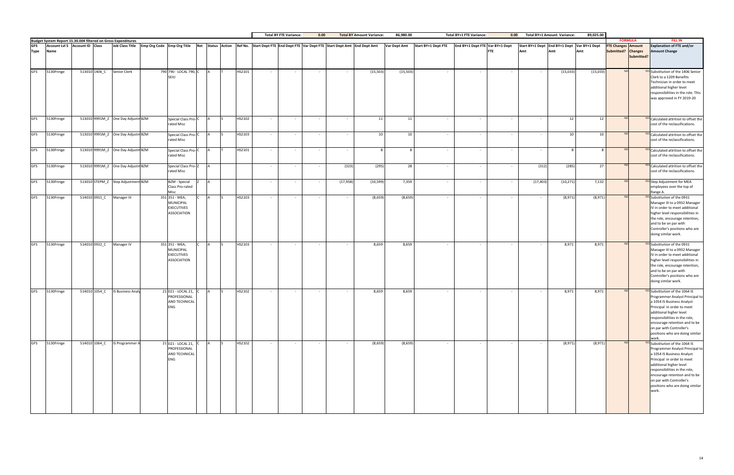| | | | | | | | | | | | Total BY FTE Variance: | 0.00 | | Total BY Amount Variance: | 86,980.00 | | Total BY+1 FTE Variance: | 0.00 | | Total BY+1 Amount Variance: | 89,025.00 | | | |
|---|---|---|---|---|---|---|---|---|---|---|---|---|---|---|---|---|---|---|---|---|---|---|---|---|
| Budget System Report 15.30.004 filtered on Gross Expenditures | | | | | | | | | | | | | | | | | | | | | | FORMULA | | FILL IN |
| GFS Type | Account Lvl 5 Name | Account ID | Class | Job Class Title | Emp Org Code | Emp Org Title | Ret | Status | Action | Ref No. | Start Dept FTE | End Dept FTE | Var Dept FTE | Start Dept Amt | End Dept Amt | Var Dept Amt | Start BY+1 Dept FTE | End BY+1 Dept FTE | Var BY+1 Dept FTE | Start BY+1 Dept Amt | End BY+1 Dept Amt | Var BY+1 Dept Amt | FTE Changes Submitted? | Amount Changes Submitted? | Explanation of FTE and/or Amount Change |
| GFS | 5130Fringe | 513010 | 1406_C | Senior Clerk | 790 | 790 - LOCAL 790, SEIU | C | A | T | HS2101 | - | - | - | - | (15,503) | (15,503) | - | - | - | - | (15,033) | (15,033) | NO | YES | Substitution of the 1406 Senior Clerk to a 1209 Benefits Technician in order to meet additional higher level responsibilities in the role. This was approved in FY 2019-20 |
| GFS | 5130Fringe | 513010 | 9991M_Z | One Day Adjustm | BZM | Special Class Pro-rated Misc | C | A | S | HS2102 | - | - | - | - | 11 | 11 | - | - | - | - | 12 | 12 | NO | YES | Calculated attrition to offset the cost of the reclassifications. |
| GFS | 5130Fringe | 513010 | 9991M_Z | One Day Adjustm | BZM | Special Class Pro-rated Misc | C | A | S | HS2103 | - | - | - | - | 10 | 10 | - | - | - | - | 10 | 10 | NO | YES | Calculated attrition to offset the cost of the reclassifications. |
| GFS | 5130Fringe | 513010 | 9991M_Z | One Day Adjustm | BZM | Special Class Pro-rated Misc | C | A | T | HS2101 | - | - | - | - | 8 | 8 | - | - | - | - | 8 | 8 | NO | YES | Calculated attrition to offset the cost of the reclassifications. |
| GFS | 5130Fringe | 513010 | 9991M_Z | One Day Adjustm | BZM | Special Class Pro-rated Misc | Z | A | | | - | - | - | (323) | (295) | 28 | - | - | - | (312) | (285) | 27 | NO | YES | Calculated attrition to offset the cost of the reclassifications. |
| GFS | 5130Fringe | 513010 | STEPM_Z | Step Adjustment | BZM | BZM - Special Class Pro-rated Misc | Z | A | | | - | - | - | (17,958) | (10,599) | 7,359 | - | - | - | (17,403) | (10,271) | 7,132 | NO | YES | Step Adjustment for MEA employees over the top of Range A. |
| GFS | 5130Fringe | 514010 | 0931_C | Manager III | 351 | 351 - MEA, MUNICIPAL EXECUTIVES ASSOCIATION | C | A | S | HS2103 | - | - | - | - | (8,659) | (8,659) | - | - | - | - | (8,971) | (8,971) | NO | YES | Substitution of the 0931 Manager III to a 0932 Manager IV in order to meet additional higher level responsibilities in the role, encourage retention, and to be on par with Controller's positions who are doing similar work. |
| GFS | 5130Fringe | 514010 | 0932_C | Manager IV | 351 | 351 - MEA, MUNICIPAL EXECUTIVES ASSOCIATION | C | A | S | HS2103 | - | - | - | - | 8,659 | 8,659 | - | - | - | - | 8,971 | 8,971 | NO | YES | Substitution of the 0931 Manager III to a 0932 Manager IV in order to meet additional higher level responsibilities in the role, encourage retention, and to be on par with Controller's positions who are doing similar work. |
| GFS | 5130Fringe | 514010 | 1054_C | IS Business Analy | 21 | 021 - LOCAL 21, PROFESSIONAL AND TECHNICAL ENG | C | A | S | HS2102 | - | - | - | - | 8,659 | 8,659 | - | - | - | - | 8,971 | 8,971 | NO | YES | Substitution of the 1064 IS Programmer Analyst Principal to a 1054 IS Business Analyst Principal in order to meet additional higher level responsibilities in the role, encourage retention and to be on par with Controller's positions who are doing similar work. |
| GFS | 5130Fringe | 514010 | 1064_C | IS Programmer A | 21 | 021 - LOCAL 21, PROFESSIONAL AND TECHNICAL ENG | C | A | S | HS2102 | - | - | - | - | (8,659) | (8,659) | - | - | - | - | (8,971) | (8,971) | NO | YES | Substitution of the 1064 IS Programmer Analyst Principal to a 1054 IS Business Analyst Principal in order to meet additional higher level responsibilities in the role, encourage retention and to be on par with Controller's positions who are doing similar work. |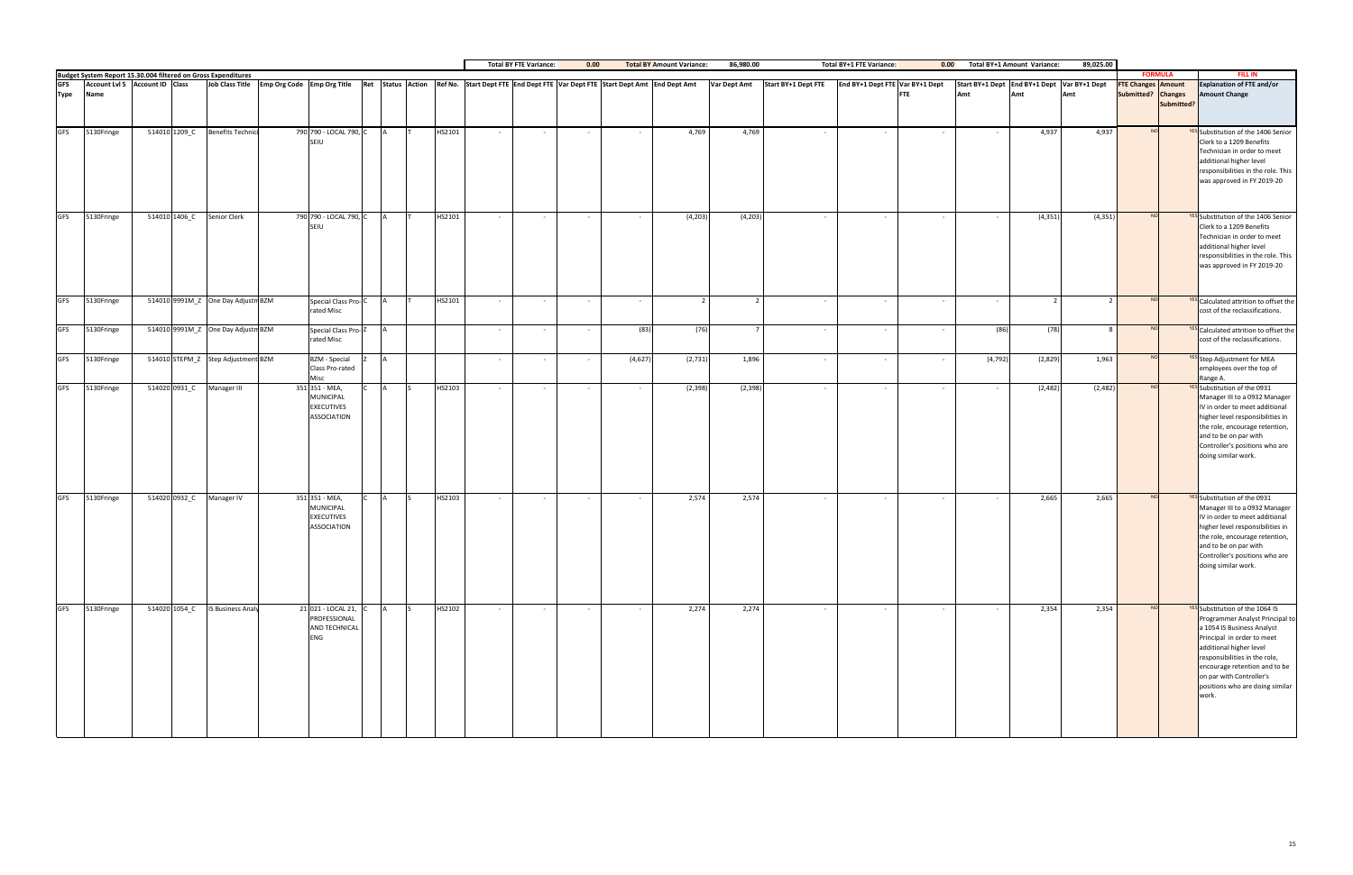| | | | | | | | | | | | | | Total BY FTE Variance: | 0.00 | | Total BY Amount Variance: | 86,980.00 | | Total BY+1 FTE Variance: | 0.00 | | Total BY+1 Amount Variance: | 89,025.00 | | | | |
|---|---|---|---|---|---|---|---|---|---|---|---|---|---|---|---|---|---|---|---|---|---|---|---|---|---|---|---|
| Budget System Report 15.30.004 filtered on Gross Expenditures | | | | | | | | | | | | | | | | | | | | | | | | | FORMULA | | FILL IN |
| GFS Type | Account Lvl 5 Name | Account ID | Class | Job Class Title | Emp Org Code | Emp Org Title | Ret | Status | Action | Ref No. | Start Dept FTE | End Dept FTE | Var Dept FTE | Start Dept Amt | End Dept Amt | Var Dept Amt | Start BY+1 Dept FTE | End BY+1 Dept FTE | Var BY+1 Dept FTE | Start BY+1 Dept Amt | End BY+1 Dept Amt | Var BY+1 Dept Amt | FTE Changes Submitted? | Amount Changes Submitted? | Explanation of FTE and/or Amount Change |
| GFS | 5130Fringe | 514010 | 1209_C | Benefits Technici | 790 | 790 - LOCAL 790, SEIU | C | A | T | HS2101 | - | - | - | - | 4,769 | 4,769 | - | - | - | - | 4,937 | 4,937 | NO | YES | Substitution of the 1406 Senior Clerk to a 1209 Benefits Technician in order to meet additional higher level responsibilities in the role. This was approved in FY 2019-20 |
| GFS | 5130Fringe | 514010 | 1406_C | Senior Clerk | 790 | 790 - LOCAL 790, SEIU | C | A | T | HS2101 | - | - | - | - | (4,203) | (4,203) | - | - | - | - | (4,351) | (4,351) | NO | YES | Substitution of the 1406 Senior Clerk to a 1209 Benefits Technician in order to meet additional higher level responsibilities in the role. This was approved in FY 2019-20 |
| GFS | 5130Fringe | 514010 | 9991M_Z | One Day Adjustm | BZM | Special Class Pro-rated Misc | C | A | T | HS2101 | - | - | - | - | 2 | 2 | - | - | - | - | 2 | 2 | NO | YES | Calculated attrition to offset the cost of the reclassifications. |
| GFS | 5130Fringe | 514010 | 9991M_Z | One Day Adjustm | BZM | Special Class Pro-rated Misc | Z | A | | | - | - | - | (83) | (76) | 7 | - | - | - | (86) | (78) | 8 | NO | YES | Calculated attrition to offset the cost of the reclassifications. |
| GFS | 5130Fringe | 514010 | STEPM_Z | Step Adjustment | BZM | BZM - Special Class Pro-rated Misc | Z | A | | | - | - | - | (4,627) | (2,731) | 1,896 | - | - | - | (4,792) | (2,829) | 1,963 | NO | YES | Step Adjustment for MEA employees over the top of Range A. |
| GFS | 5130Fringe | 514020 | 0931_C | Manager III | 351 | 351 - MEA, MUNICIPAL EXECUTIVES ASSOCIATION | C | A | S | HS2103 | - | - | - | - | (2,398) | (2,398) | - | - | - | - | (2,482) | (2,482) | NO | YES | Substitution of the 0931 Manager III to a 0932 Manager IV in order to meet additional higher level responsibilities in the role, encourage retention, and to be on par with Controller's positions who are doing similar work. |
| GFS | 5130Fringe | 514020 | 0932_C | Manager IV | 351 | 351 - MEA, MUNICIPAL EXECUTIVES ASSOCIATION | C | A | S | HS2103 | - | - | - | - | 2,574 | 2,574 | - | - | - | - | 2,665 | 2,665 | NO | YES | Substitution of the 0931 Manager III to a 0932 Manager IV in order to meet additional higher level responsibilities in the role, encourage retention, and to be on par with Controller's positions who are doing similar work. |
| GFS | 5130Fringe | 514020 | 1054_C | IS Business Analy | 21 | 021 - LOCAL 21, PROFESSIONAL AND TECHNICAL ENG | C | A | S | HS2102 | - | - | - | - | 2,274 | 2,274 | - | - | - | - | 2,354 | 2,354 | NO | YES | Substitution of the 1064 IS Programmer Analyst Principal to a 1054 IS Business Analyst Principal in order to meet additional higher level responsibilities in the role, encourage retention and to be on par with Controller's positions who are doing similar work. |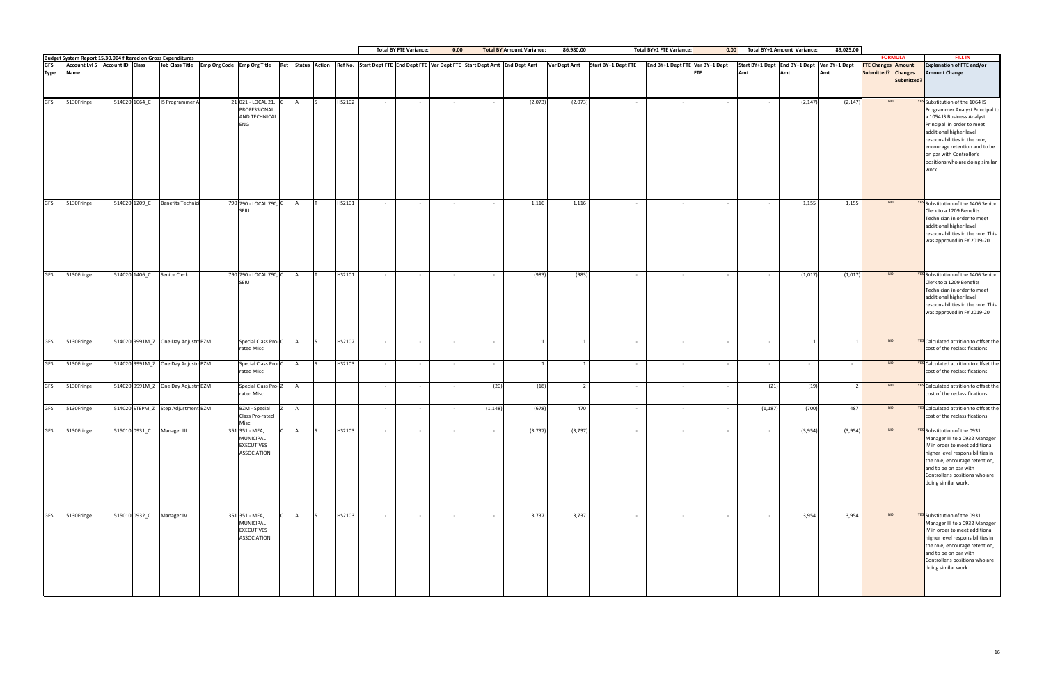| | | | | | | | | | | | | | Total BY FTE Variance: | 0.00 | | Total BY Amount Variance: | 86,980.00 | | Total BY+1 FTE Variance: | 0.00 | | Total BY+1 Amount Variance: | 89,025.00 | | | |
|---|---|---|---|---|---|---|---|---|---|---|---|---|---|---|---|---|---|---|---|---|---|---|---|---|---|---|
| Budget System Report 15.30.004 filtered on Gross Expenditures | | | | | | | | | | | | | | | | | | | | | | | | FORMULA | | FILL IN |
| GFS Type | Account Lvl 5 Name | Account ID | Class | Job Class Title | Emp Org Code | Emp Org Title | Ret | Status | Action | Ref No. | Start Dept FTE | End Dept FTE | Var Dept FTE | Start Dept Amt | End Dept Amt | Var Dept Amt | Start BY+1 Dept FTE | End BY+1 Dept FTE | Var BY+1 Dept FTE | Start BY+1 Dept Amt | End BY+1 Dept Amt | Var BY+1 Dept Amt | FTE Changes Submitted? | Amount Changes Submitted? | Explanation of FTE and/or Amount Change |
| GFS | 5130Fringe | 514020 | 1064_C | IS Programmer A | 21 | 021 - LOCAL 21, PROFESSIONAL AND TECHNICAL ENG | C | A | S | HS2102 | - | - | - | - | (2,073) | (2,073) | - | - | - | - | (2,147) | (2,147) | NO | YES | Substitution of the 1064 IS Programmer Analyst Principal to a 1054 IS Business Analyst Principal in order to meet additional higher level responsibilities in the role, encourage retention and to be on par with Controller's positions who are doing similar work. |
| GFS | 5130Fringe | 514020 | 1209_C | Benefits Technici | 790 | 790 - LOCAL 790, SEIU | C | A | T | HS2101 | - | - | - | - | 1,116 | 1,116 | - | - | - | - | 1,155 | 1,155 | NO | YES | Substitution of the 1406 Senior Clerk to a 1209 Benefits Technician in order to meet additional higher level responsibilities in the role. This was approved in FY 2019-20 |
| GFS | 5130Fringe | 514020 | 1406_C | Senior Clerk | 790 | 790 - LOCAL 790, SEIU | C | A | T | HS2101 | - | - | - | - | (983) | (983) | - | - | - | - | (1,017) | (1,017) | NO | YES | Substitution of the 1406 Senior Clerk to a 1209 Benefits Technician in order to meet additional higher level responsibilities in the role. This was approved in FY 2019-20 |
| GFS | 5130Fringe | 514020 | 9991M_Z | One Day Adjustm | BZM | Special Class Pro-rated Misc | C | A | S | HS2102 | - | - | - | - | 1 | 1 | - | - | - | - | 1 | 1 | NO | YES | Calculated attrition to offset the cost of the reclassifications. |
| GFS | 5130Fringe | 514020 | 9991M_Z | One Day Adjustm | BZM | Special Class Pro-rated Misc | C | A | S | HS2103 | - | - | - | - | 1 | 1 | - | - | - | - | - | - | NO | YES | Calculated attrition to offset the cost of the reclassifications. |
| GFS | 5130Fringe | 514020 | 9991M_Z | One Day Adjustm | BZM | Special Class Pro-rated Misc | Z | A | | | - | - | - | (20) | (18) | 2 | - | - | - | (21) | (19) | 2 | NO | YES | Calculated attrition to offset the cost of the reclassifications. |
| GFS | 5130Fringe | 514020 | STEPM_Z | Step Adjustment | BZM | BZM - Special Class Pro-rated Misc | Z | A | | | - | - | - | (1,148) | (678) | 470 | - | - | - | (1,187) | (700) | 487 | NO | YES | Calculated attrition to offset the cost of the reclassifications. |
| GFS | 5130Fringe | 515010 | 0931_C | Manager III | 351 | 351 - MEA, MUNICIPAL EXECUTIVES ASSOCIATION | C | A | S | HS2103 | - | - | - | - | (3,737) | (3,737) | - | - | - | - | (3,954) | (3,954) | NO | YES | Substitution of the 0931 Manager III to a 0932 Manager IV in order to meet additional higher level responsibilities in the role, encourage retention, and to be on par with Controller's positions who are doing similar work. |
| GFS | 5130Fringe | 515010 | 0932_C | Manager IV | 351 | 351 - MEA, MUNICIPAL EXECUTIVES ASSOCIATION | C | A | S | HS2103 | - | - | - | - | 3,737 | 3,737 | - | - | - | - | 3,954 | 3,954 | NO | YES | Substitution of the 0931 Manager III to a 0932 Manager IV in order to meet additional higher level responsibilities in the role, encourage retention, and to be on par with Controller's positions who are doing similar work. |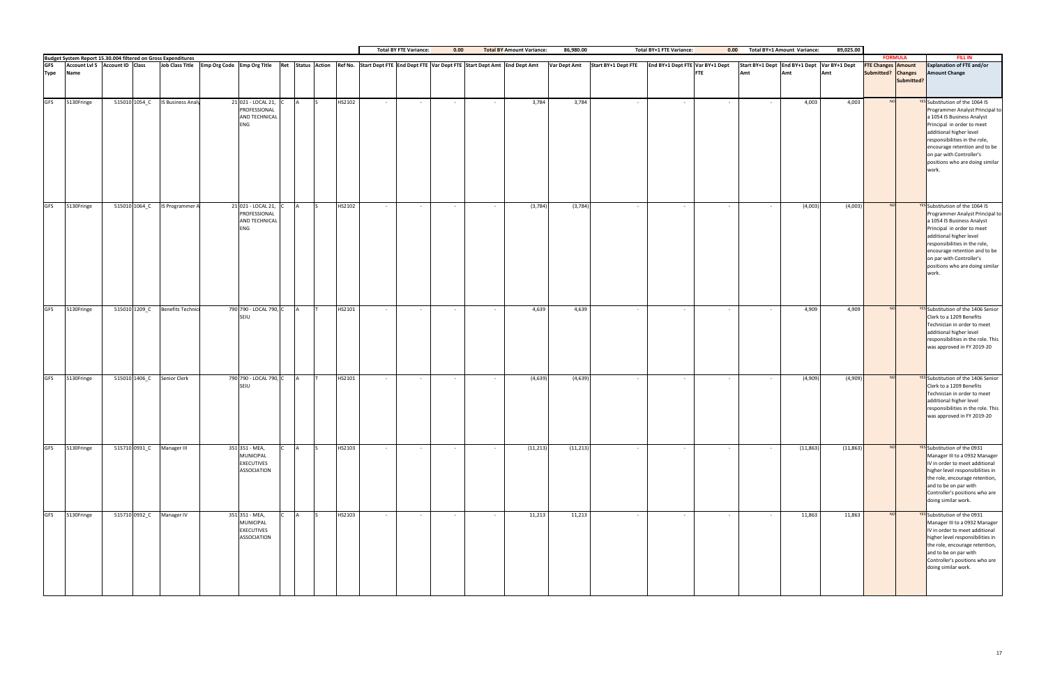| | | | | | | | | | | | Total BY FTE Variance: | | 0.00 | Total BY Amount Variance: | | 86,980.00 | | Total BY+1 FTE Variance: | | 0.00 | Total BY+1 Amount Variance: | | 89,025.00 | | | |
|---|---|---|---|---|---|---|---|---|---|---|---|---|---|---|---|---|---|---|---|---|---|---|---|---|---|---|
| Budget System Report 15.30.004 filtered on Gross Expenditures | | | | | | | | | | | | | | | | | | | | | | | | FORMULA | | FILL IN |
| GFS Type | Account Lvl 5 Name | Account ID | Class | Job Class Title | Emp Org Code | Emp Org Title | Ret | Status | Action | Ref No. | Start Dept FTE | End Dept FTE | Var Dept FTE | Start Dept Amt | End Dept Amt | Var Dept Amt | Start BY+1 Dept FTE | End BY+1 Dept FTE | Var BY+1 Dept FTE | Start BY+1 Dept Amt | End BY+1 Dept Amt | Var BY+1 Dept Amt | FTE Changes Submitted? | Amount Changes Submitted? | Explanation of FTE and/or Amount Change |
| GFS | 5130Fringe | 515010 | 1054_C | IS Business Analy | 21 | 021 - LOCAL 21, PROFESSIONAL AND TECHNICAL ENG | C | A | S | HS2102 | - | - | - | - | 3,784 | 3,784 | - | - | - | - | 4,003 | 4,003 | NO | YES | Substitution of the 1064 IS Programmer Analyst Principal to a 1054 IS Business Analyst Principal in order to meet additional higher level responsibilities in the role, encourage retention and to be on par with Controller's positions who are doing similar work. |
| GFS | 5130Fringe | 515010 | 1064_C | IS Programmer A | 21 | 021 - LOCAL 21, PROFESSIONAL AND TECHNICAL ENG | C | A | S | HS2102 | - | - | - | - | (3,784) | (3,784) | - | - | - | - | (4,003) | (4,003) | NO | YES | Substitution of the 1064 IS Programmer Analyst Principal to a 1054 IS Business Analyst Principal in order to meet additional higher level responsibilities in the role, encourage retention and to be on par with Controller's positions who are doing similar work. |
| GFS | 5130Fringe | 515010 | 1209_C | Benefits Technici | 790 | 790 - LOCAL 790, SEIU | C | A | T | HS2101 | - | - | - | - | 4,639 | 4,639 | - | - | - | - | 4,909 | 4,909 | NO | YES | Substitution of the 1406 Senior Clerk to a 1209 Benefits Technician in order to meet additional higher level responsibilities in the role. This was approved in FY 2019-20 |
| GFS | 5130Fringe | 515010 | 1406_C | Senior Clerk | 790 | 790 - LOCAL 790, SEIU | C | A | T | HS2101 | - | - | - | - | (4,639) | (4,639) | - | - | - | - | (4,909) | (4,909) | NO | YES | Substitution of the 1406 Senior Clerk to a 1209 Benefits Technician in order to meet additional higher level responsibilities in the role. This was approved in FY 2019-20 |
| GFS | 5130Fringe | 515710 | 0931_C | Manager III | 351 | 351 - MEA, MUNICIPAL EXECUTIVES ASSOCIATION | C | A | S | HS2103 | - | - | - | - | (11,213) | (11,213) | - | - | - | - | (11,863) | (11,863) | NO | YES | Substitution of the 0931 Manager III to a 0932 Manager IV in order to meet additional higher level responsibilities in the role, encourage retention, and to be on par with Controller's positions who are doing similar work. |
| GFS | 5130Fringe | 515710 | 0932_C | Manager IV | 351 | 351 - MEA, MUNICIPAL EXECUTIVES ASSOCIATION | C | A | S | HS2103 | - | - | - | - | 11,213 | 11,213 | - | - | - | - | 11,863 | 11,863 | NO | YES | Substitution of the 0931 Manager III to a 0932 Manager IV in order to meet additional higher level responsibilities in the role, encourage retention, and to be on par with Controller's positions who are doing similar work. |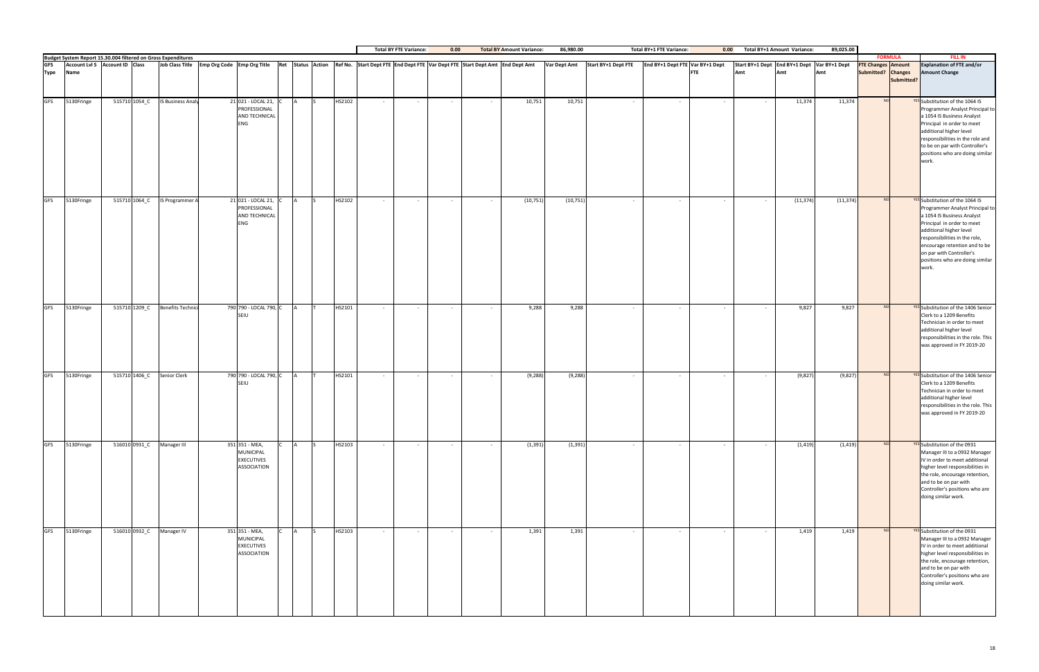| | | | | | | | | | | | | Total BY FTE Variance: | | 0.00 | Total BY Amount Variance: | | 86,980.00 | | Total BY+1 FTE Variance: | | 0.00 | Total BY+1 Amount Variance: | | 89,025.00 | | | |
|---|---|---|---|---|---|---|---|---|---|---|---|---|---|---|---|---|---|---|---|---|---|---|---|---|---|---|---|
| **Budget System Report 15.30.004 filtered on Gross Expenditures** | | | | | | | | | | | | | | | | | | | | | | | | | **FORMULA** | | **FILL IN** |
| GFS Type | Account Lvl 5 Name | Account ID | Class | Job Class Title | Emp Org Code | Emp Org Title | Ret | Status | Action | Ref No. | Start Dept FTE | End Dept FTE | Var Dept FTE | Start Dept Amt | End Dept Amt | Var Dept Amt | Start BY+1 Dept FTE | End BY+1 Dept FTE | Var BY+1 Dept FTE | Start BY+1 Dept Amt | End BY+1 Dept Amt | Var BY+1 Dept Amt | FTE Changes Submitted? | Amount Changes Submitted? | Explanation of FTE and/or Amount Change |
| GFS | 5130Fringe | 515710 | 1054_C | IS Business Analy | 21 | 021 - LOCAL 21, PROFESSIONAL AND TECHNICAL ENG | C | A | S | HS2102 | - | - | - | - | 10,751 | 10,751 | - | - | - | - | 11,374 | 11,374 | NO | YES | Substitution of the 1064 IS Programmer Analyst Principal to a 1054 IS Business Analyst Principal in order to meet additional higher level responsibilities in the role and to be on par with Controller's positions who are doing similar work. |
| GFS | 5130Fringe | 515710 | 1064_C | IS Programmer A | 21 | 021 - LOCAL 21, PROFESSIONAL AND TECHNICAL ENG | C | A | S | HS2102 | - | - | - | - | (10,751) | (10,751) | - | - | - | - | (11,374) | (11,374) | NO | YES | Substitution of the 1064 IS Programmer Analyst Principal to a 1054 IS Business Analyst Principal in order to meet additional higher level responsibilities in the role, encourage retention and to be on par with Controller's positions who are doing similar work. |
| GFS | 5130Fringe | 515710 | 1209_C | Benefits Technici | 790 | 790 - LOCAL 790, SEIU | C | A | T | HS2101 | - | - | - | - | 9,288 | 9,288 | - | - | - | - | 9,827 | 9,827 | NO | YES | Substitution of the 1406 Senior Clerk to a 1209 Benefits Technician in order to meet additional higher level responsibilities in the role. This was approved in FY 2019-20 |
| GFS | 5130Fringe | 515710 | 1406_C | Senior Clerk | 790 | 790 - LOCAL 790, SEIU | C | A | T | HS2101 | - | - | - | - | (9,288) | (9,288) | - | - | - | - | (9,827) | (9,827) | NO | YES | Substitution of the 1406 Senior Clerk to a 1209 Benefits Technician in order to meet additional higher level responsibilities in the role. This was approved in FY 2019-20 |
| GFS | 5130Fringe | 516010 | 0931_C | Manager III | 351 | 351 - MEA, MUNICIPAL EXECUTIVES ASSOCIATION | C | A | S | HS2103 | - | - | - | - | (1,391) | (1,391) | - | - | - | - | (1,419) | (1,419) | NO | YES | Substitution of the 0931 Manager III to a 0932 Manager IV in order to meet additional higher level responsibilities in the role, encourage retention, and to be on par with Controller's positions who are doing similar work. |
| GFS | 5130Fringe | 516010 | 0932_C | Manager IV | 351 | 351 - MEA, MUNICIPAL EXECUTIVES ASSOCIATION | C | A | S | HS2103 | - | - | - | - | 1,391 | 1,391 | - | - | - | - | 1,419 | 1,419 | NO | YES | Substitution of the 0931 Manager III to a 0932 Manager IV in order to meet additional higher level responsibilities in the role, encourage retention, and to be on par with Controller's positions who are doing similar work. |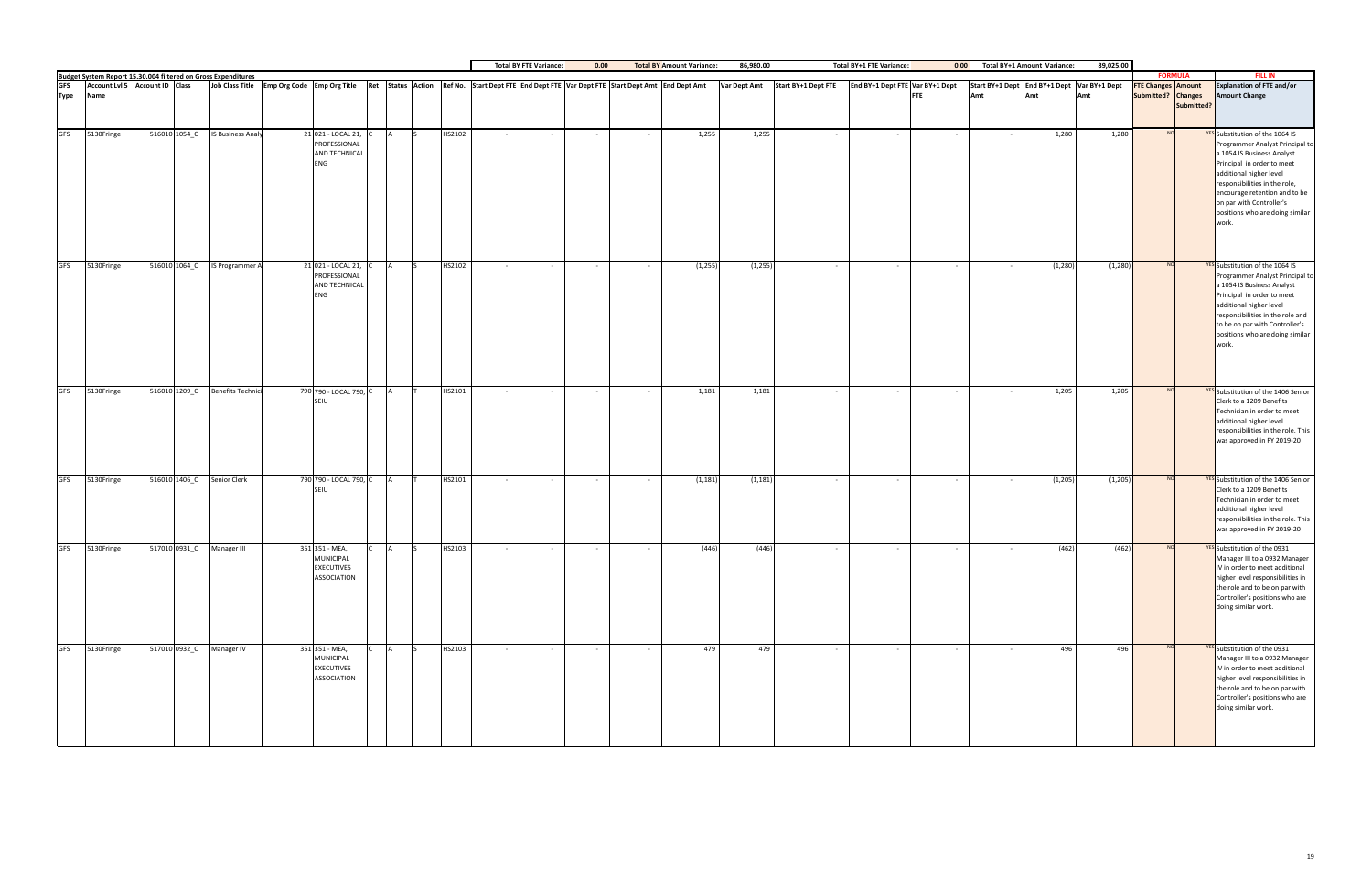| | | | | | | | | | | | | Total BY FTE Variance: | | 0.00 | Total BY Amount Variance: | | 86,980.00 | Total BY+1 FTE Variance: | | 0.00 | Total BY+1 Amount Variance: | | 89,025.00 | | | |
|---|---|---|---|---|---|---|---|---|---|---|---|---|---|---|---|---|---|---|---|---|---|---|---|---|---|---|
| Budget System Report 15.30.004 filtered on Gross Expenditures | | | | | | | | | | | | | | | | | | | | | | | | FORMULA | | FILL IN |
| GFS Type | Account Lvl 5 Name | Account ID | Class | Job Class Title | Emp Org Code | Emp Org Title | Ret | Status | Action | Ref No. | Start Dept FTE | End Dept FTE | Var Dept FTE | Start Dept Amt | End Dept Amt | Var Dept Amt | Start BY+1 Dept FTE | End BY+1 Dept FTE | Var BY+1 Dept FTE | Start BY+1 Dept Amt | End BY+1 Dept Amt | Var BY+1 Dept Amt | FTE Changes Submitted? | Amount Changes Submitted? | Explanation of FTE and/or Amount Change |
| GFS | 5130Fringe | 516010 | 1054_C | IS Business Analy | 21 | 021 - LOCAL 21, PROFESSIONAL AND TECHNICAL ENG | C | A | S | HS2102 | - | - | - | - | 1,255 | 1,255 | - | - | - | - | 1,280 | 1,280 | NO | YES | Substitution of the 1064 IS Programmer Analyst Principal to a 1054 IS Business Analyst Principal in order to meet additional higher level responsibilities in the role, encourage retention and to be on par with Controller's positions who are doing similar work. |
| GFS | 5130Fringe | 516010 | 1064_C | IS Programmer A | 21 | 021 - LOCAL 21, PROFESSIONAL AND TECHNICAL ENG | C | A | S | HS2102 | - | - | - | - | (1,255) | (1,255) | - | - | - | - | (1,280) | (1,280) | NO | YES | Substitution of the 1064 IS Programmer Analyst Principal to a 1054 IS Business Analyst Principal in order to meet additional higher level responsibilities in the role and to be on par with Controller's positions who are doing similar work. |
| GFS | 5130Fringe | 516010 | 1209_C | Benefits Technici | 790 | 790 - LOCAL 790, SEIU | C | A | T | HS2101 | - | - | - | - | 1,181 | 1,181 | - | - | - | - | 1,205 | 1,205 | NO | YES | Substitution of the 1406 Senior Clerk to a 1209 Benefits Technician in order to meet additional higher level responsibilities in the role. This was approved in FY 2019-20 |
| GFS | 5130Fringe | 516010 | 1406_C | Senior Clerk | 790 | 790 - LOCAL 790, SEIU | C | A | T | HS2101 | - | - | - | - | (1,181) | (1,181) | - | - | - | - | (1,205) | (1,205) | NO | YES | Substitution of the 1406 Senior Clerk to a 1209 Benefits Technician in order to meet additional higher level responsibilities in the role. This was approved in FY 2019-20 |
| GFS | 5130Fringe | 517010 | 0931_C | Manager III | 351 | 351 - MEA, MUNICIPAL EXECUTIVES ASSOCIATION | C | A | S | HS2103 | - | - | - | - | (446) | (446) | - | - | - | - | (462) | (462) | NO | YES | Substitution of the 0931 Manager III to a 0932 Manager IV in order to meet additional higher level responsibilities in the role and to be on par with Controller's positions who are doing similar work. |
| GFS | 5130Fringe | 517010 | 0932_C | Manager IV | 351 | 351 - MEA, MUNICIPAL EXECUTIVES ASSOCIATION | C | A | S | HS2103 | - | - | - | - | 479 | 479 | - | - | - | - | 496 | 496 | NO | YES | Substitution of the 0931 Manager III to a 0932 Manager IV in order to meet additional higher level responsibilities in the role and to be on par with Controller's positions who are doing similar work. |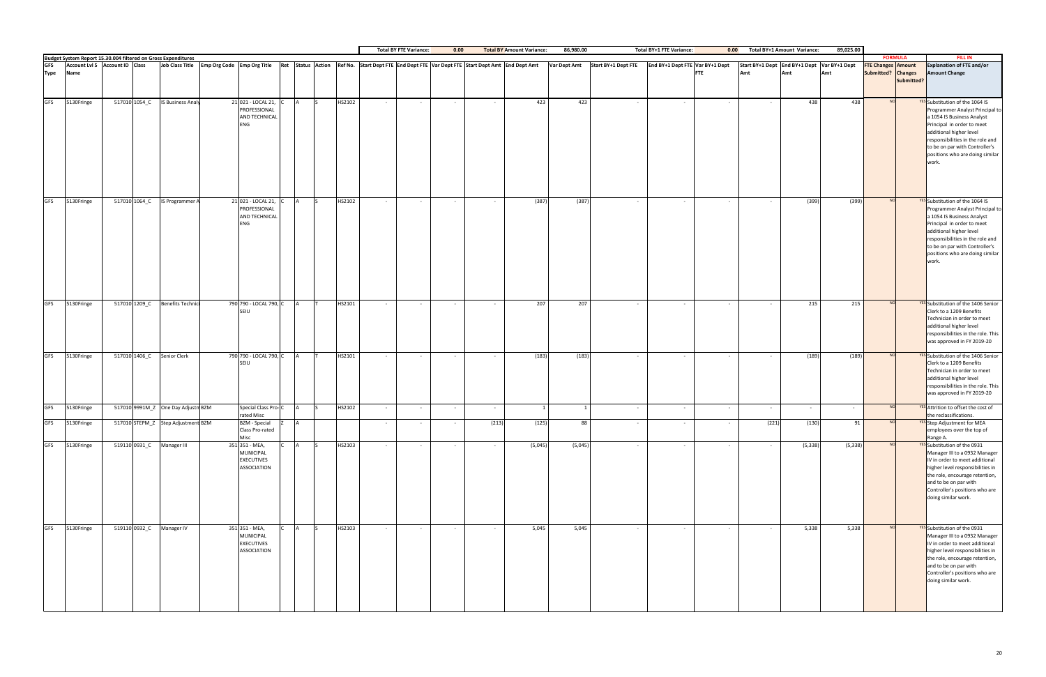| | | | | | | | | | | | | Total BY FTE Variance: | | 0.00 | Total BY Amount Variance: | | 86,980.00 | | Total BY+1 FTE Variance: | | 0.00 | Total BY+1 Amount Variance: | | 89,025.00 | | | |
|---|---|---|---|---|---|---|---|---|---|---|---|---|---|---|---|---|---|---|---|---|---|---|---|---|---|---|---|
| Budget System Report 15.30.004 filtered on Gross Expenditures | | | | | | | | | | | | | | | | | | | | | | | | | FORMULA | | FILL IN |
| GFS Type | Account Lvl 5 Name | Account ID | Class | Job Class Title | Emp Org Code | Emp Org Title | Ret | Status | Action | Ref No. | Start Dept FTE | End Dept FTE | Var Dept FTE | Start Dept Amt | End Dept Amt | Var Dept Amt | Start BY+1 Dept FTE | End BY+1 Dept FTE | Var BY+1 Dept FTE | Start BY+1 Dept Amt | End BY+1 Dept Amt | Var BY+1 Dept Amt | FTE Changes Submitted? | Amount Changes Submitted? | Explanation of FTE and/or Amount Change |
| GFS | 5130Fringe | 517010 | 1054_C | IS Business Analy | 21 | 021 - LOCAL 21, PROFESSIONAL AND TECHNICAL ENG | C | A | S | HS2102 | - | - | - | - | 423 | 423 | - | - | - | - | 438 | 438 | NO | YES | Substitution of the 1064 IS Programmer Analyst Principal to a 1054 IS Business Analyst Principal in order to meet additional higher level responsibilities in the role and to be on par with Controller's positions who are doing similar work. |
| GFS | 5130Fringe | 517010 | 1064_C | IS Programmer A | 21 | 021 - LOCAL 21, PROFESSIONAL AND TECHNICAL ENG | C | A | S | HS2102 | - | - | - | - | (387) | (387) | - | - | - | - | (399) | (399) | NO | YES | Substitution of the 1064 IS Programmer Analyst Principal to a 1054 IS Business Analyst Principal in order to meet additional higher level responsibilities in the role and to be on par with Controller's positions who are doing similar work. |
| GFS | 5130Fringe | 517010 | 1209_C | Benefits Technici | 790 | 790 - LOCAL 790, SEIU | C | A | T | HS2101 | - | - | - | - | 207 | 207 | - | - | - | - | 215 | 215 | NO | YES | Substitution of the 1406 Senior Clerk to a 1209 Benefits Technician in order to meet additional higher level responsibilities in the role. This was approved in FY 2019-20 |
| GFS | 5130Fringe | 517010 | 1406_C | Senior Clerk | 790 | 790 - LOCAL 790, SEIU | C | A | T | HS2101 | - | - | - | - | (183) | (183) | - | - | - | - | (189) | (189) | NO | YES | Substitution of the 1406 Senior Clerk to a 1209 Benefits Technician in order to meet additional higher level responsibilities in the role. This was approved in FY 2019-20 |
| GFS | 5130Fringe | 517010 | 9991M_Z | One Day Adjustm | BZM | Special Class Pro-rated Misc | C | A | S | HS2102 | - | - | - | - | 1 | 1 | - | - | - | - | - | - | NO | YES | Attrition to offset the cost of the reclassifications. |
| GFS | 5130Fringe | 517010 | STEPM_Z | Step Adjustment | BZM | BZM - Special Class Pro-rated Misc | Z | A | | | - | - | - | (213) | (125) | 88 | - | - | - | (221) | (130) | 91 | NO | YES | Step Adjustment for MEA employees over the top of Range A. |
| GFS | 5130Fringe | 519110 | 0931_C | Manager III | | 351 - MEA, MUNICIPAL EXECUTIVES ASSOCIATION | C | A | S | HS2103 | - | - | - | - | (5,045) | (5,045) | - | - | - | - | (5,338) | (5,338) | NO | YES | Substitution of the 0931 Manager III to a 0932 Manager IV in order to meet additional higher level responsibilities in the role, encourage retention, and to be on par with Controller's positions who are doing similar work. |
| GFS | 5130Fringe | 519110 | 0932_C | Manager IV | | 351 - MEA, MUNICIPAL EXECUTIVES ASSOCIATION | C | A | S | HS2103 | - | - | - | - | 5,045 | 5,045 | - | - | - | - | 5,338 | 5,338 | NO | YES | Substitution of the 0931 Manager III to a 0932 Manager IV in order to meet additional higher level responsibilities in the role, encourage retention, and to be on par with Controller's positions who are doing similar work. |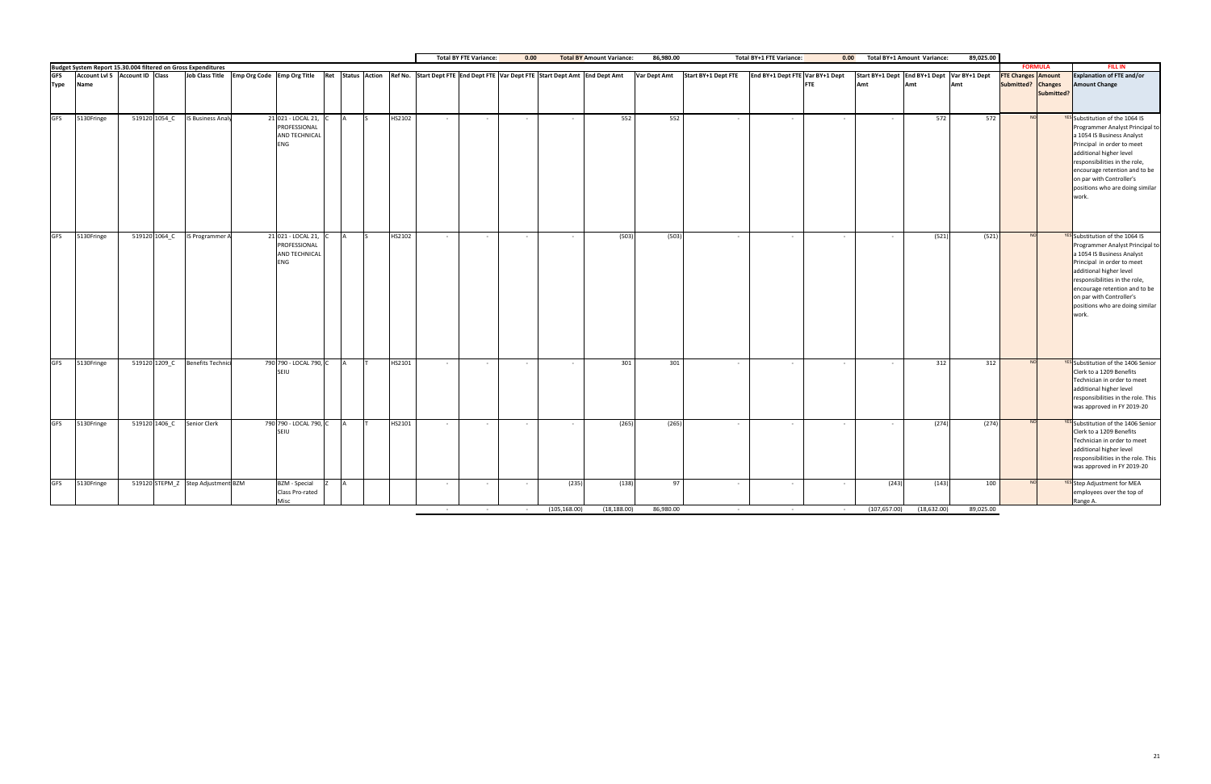| Total BY FTE Variance: | 0.00 | Total BY Amount Variance: | 86,980.00 | Total BY+1 FTE Variance: | 0.00 | Total BY+1 Amount Variance: | 89,025.00 |
|---|---|---|---|---|---|---|---|

Budget System Report 15.30.004 filtered on Gross Expenditures

| GFS Type | Account Lvl 5 Name | Account ID | Class | Job Class Title | Emp Org Code | Emp Org Title | Ret | Status | Action | Ref No. | Start Dept FTE | End Dept FTE | Var Dept FTE | Start Dept Amt | End Dept Amt | Var Dept Amt | Start BY+1 Dept FTE | End BY+1 Dept FTE | Var BY+1 Dept FTE | Start BY+1 Dept Amt | End BY+1 Dept Amt | Var BY+1 Dept Amt | FORMULA FTE Changes Submitted? | FORMULA Amount Changes Submitted? | FILL IN Explanation of FTE and/or Amount Change |
|---|---|---|---|---|---|---|---|---|---|---|---|---|---|---|---|---|---|---|---|---|---|---|---|---|---|
| GFS | 5130Fringe | 519120 | 1054_C | IS Business Analy | 21 | 021 - LOCAL 21, PROFESSIONAL AND TECHNICAL ENG | C | A | S | HS2102 | - | - | - | - | 552 | 552 | - | - | - | - | 572 | 572 | NO | YES | Substitution of the 1064 IS Programmer Analyst Principal to a 1054 IS Business Analyst Principal in order to meet additional higher level responsibilities in the role, encourage retention and to be on par with Controller's positions who are doing similar work. |
| GFS | 5130Fringe | 519120 | 1064_C | IS Programmer A | 21 | 021 - LOCAL 21, PROFESSIONAL AND TECHNICAL ENG | C | A | S | HS2102 | - | - | - | - | (503) | (503) | - | - | - | - | (521) | (521) | NO | YES | Substitution of the 1064 IS Programmer Analyst Principal to a 1054 IS Business Analyst Principal in order to meet additional higher level responsibilities in the role, encourage retention and to be on par with Controller's positions who are doing similar work. |
| GFS | 5130Fringe | 519120 | 1209_C | Benefits Technici | 790 | 790 - LOCAL 790, SEIU | C | A | T | HS2101 | - | - | - | - | 301 | 301 | - | - | - | - | 312 | 312 | NO | YES | Substitution of the 1406 Senior Clerk to a 1209 Benefits Technician in order to meet additional higher level responsibilities in the role. This was approved in FY 2019-20 |
| GFS | 5130Fringe | 519120 | 1406_C | Senior Clerk | 790 | 790 - LOCAL 790, SEIU | C | A | T | HS2101 | - | - | - | - | (265) | (265) | - | - | - | - | (274) | (274) | NO | YES | Substitution of the 1406 Senior Clerk to a 1209 Benefits Technician in order to meet additional higher level responsibilities in the role. This was approved in FY 2019-20 |
| GFS | 5130Fringe | 519120 | STEPM_Z | Step Adjustment | BZM | BZM - Special Class Pro-rated Misc | Z | A | | | - | - | - | (235) | (138) | 97 | - | - | - | (243) | (143) | 100 | NO | YES | Step Adjustment for MEA employees over the top of Range A. |
| | | | | | | | | | | | - | - | - | (105,168.00) | (18,188.00) | 86,980.00 | - | - | - | (107,657.00) | (18,632.00) | 89,025.00 | | | |